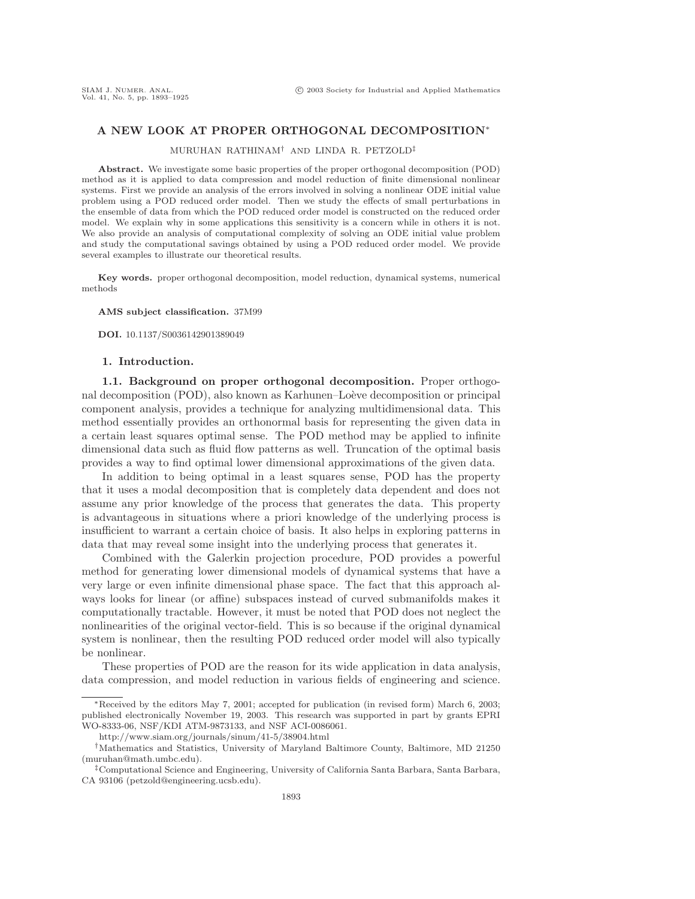# A NEW LOOK AT PROPER ORTHOGONAL DECOMPOSITION*

MURUHAN RATHINAM† AND LINDA R. PETZOLD‡

**Abstract.** We investigate some basic properties of the proper orthogonal decomposition (POD) method as it is applied to data compression and model reduction of finite dimensional nonlinear systems. First we provide an analysis of the errors involved in solving a nonlinear ODE initial value problem using a POD reduced order model. Then we study the effects of small perturbations in the ensemble of data from which the POD reduced order model is constructed on the reduced order model. We explain why in some applications this sensitivity is a concern while in others it is not. We also provide an analysis of computational complexity of solving an ODE initial value problem and study the computational savings obtained by using a POD reduced order model. We provide several examples to illustrate our theoretical results.

**Key words.** proper orthogonal decomposition, model reduction, dynamical systems, numerical methods

**AMS subject classification.** 37M99

**DOI.** 10.1137/S0036142901389049

## 1. Introduction.

### 1.1. Background on proper orthogonal decomposition.

Proper orthogonal decomposition (POD), also known as Karhunen–Loève decomposition or principal component analysis, provides a technique for analyzing multidimensional data. This method essentially provides an orthonormal basis for representing the given data in a certain least squares optimal sense. The POD method may be applied to infinite dimensional data such as fluid flow patterns as well. Truncation of the optimal basis provides a way to find optimal lower dimensional approximations of the given data.

In addition to being optimal in a least squares sense, POD has the property that it uses a modal decomposition that is completely data dependent and does not assume any prior knowledge of the process that generates the data. This property is advantageous in situations where a priori knowledge of the underlying process is insufficient to warrant a certain choice of basis. It also helps in exploring patterns in data that may reveal some insight into the underlying process that generates it.

Combined with the Galerkin projection procedure, POD provides a powerful method for generating lower dimensional models of dynamical systems that have a very large or even infinite dimensional phase space. The fact that this approach always looks for linear (or affine) subspaces instead of curved submanifolds makes it computationally tractable. However, it must be noted that POD does not neglect the nonlinearities of the original vector-field. This is so because if the original dynamical system is nonlinear, then the resulting POD reduced order model will also typically be nonlinear.

These properties of POD are the reason for its wide application in data analysis, data compression, and model reduction in various fields of engineering and science.

---

*Received by the editors May 7, 2001; accepted for publication (in revised form) March 6, 2003; published electronically November 19, 2003. This research was supported in part by grants EPRI WO-8333-06, NSF/KDI ATM-9873133, and NSF ACI-0086061.

http://www.siam.org/journals/sinum/41-5/38904.html

†Mathematics and Statistics, University of Maryland Baltimore County, Baltimore, MD 21250 (muruhan@math.umbc.edu).

‡Computational Science and Engineering, University of California Santa Barbara, Santa Barbara, CA 93106 (petzold@engineering.ucsb.edu).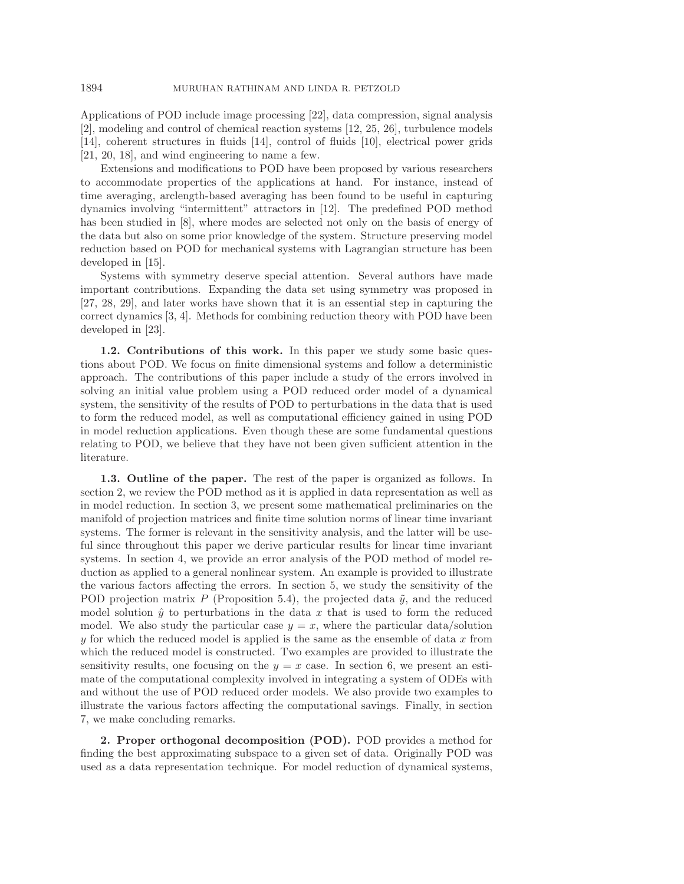Applications of POD include image processing [22], data compression, signal analysis [2], modeling and control of chemical reaction systems [12, 25, 26], turbulence models [14], coherent structures in fluids [14], control of fluids [10], electrical power grids [21, 20, 18], and wind engineering to name a few.

Extensions and modifications to POD have been proposed by various researchers to accommodate properties of the applications at hand. For instance, instead of time averaging, arclength-based averaging has been found to be useful in capturing dynamics involving "intermittent" attractors in [12]. The predefined POD method has been studied in [8], where modes are selected not only on the basis of energy of the data but also on some prior knowledge of the system. Structure preserving model reduction based on POD for mechanical systems with Lagrangian structure has been developed in [15].

Systems with symmetry deserve special attention. Several authors have made important contributions. Expanding the data set using symmetry was proposed in [27, 28, 29], and later works have shown that it is an essential step in capturing the correct dynamics [3, 4]. Methods for combining reduction theory with POD have been developed in [23].

**1.2. Contributions of this work.** In this paper we study some basic questions about POD. We focus on finite dimensional systems and follow a deterministic approach. The contributions of this paper include a study of the errors involved in solving an initial value problem using a POD reduced order model of a dynamical system, the sensitivity of the results of POD to perturbations in the data that is used to form the reduced model, as well as computational efficiency gained in using POD in model reduction applications. Even though these are some fundamental questions relating to POD, we believe that they have not been given sufficient attention in the literature.

**1.3. Outline of the paper.** The rest of the paper is organized as follows. In section 2, we review the POD method as it is applied in data representation as well as in model reduction. In section 3, we present some mathematical preliminaries on the manifold of projection matrices and finite time solution norms of linear time invariant systems. The former is relevant in the sensitivity analysis, and the latter will be useful since throughout this paper we derive particular results for linear time invariant systems. In section 4, we provide an error analysis of the POD method of model reduction as applied to a general nonlinear system. An example is provided to illustrate the various factors affecting the errors. In section 5, we study the sensitivity of the POD projection matrix $P$ (Proposition 5.4), the projected data $\tilde{y}$, and the reduced model solution $\hat{y}$ to perturbations in the data $x$ that is used to form the reduced model. We also study the particular case $y = x$, where the particular data/solution $y$ for which the reduced model is applied is the same as the ensemble of data $x$ from which the reduced model is constructed. Two examples are provided to illustrate the sensitivity results, one focusing on the $y = x$ case. In section 6, we present an estimate of the computational complexity involved in integrating a system of ODEs with and without the use of POD reduced order models. We also provide two examples to illustrate the various factors affecting the computational savings. Finally, in section 7, we make concluding remarks.

**2. Proper orthogonal decomposition (POD).** POD provides a method for finding the best approximating subspace to a given set of data. Originally POD was used as a data representation technique. For model reduction of dynamical systems,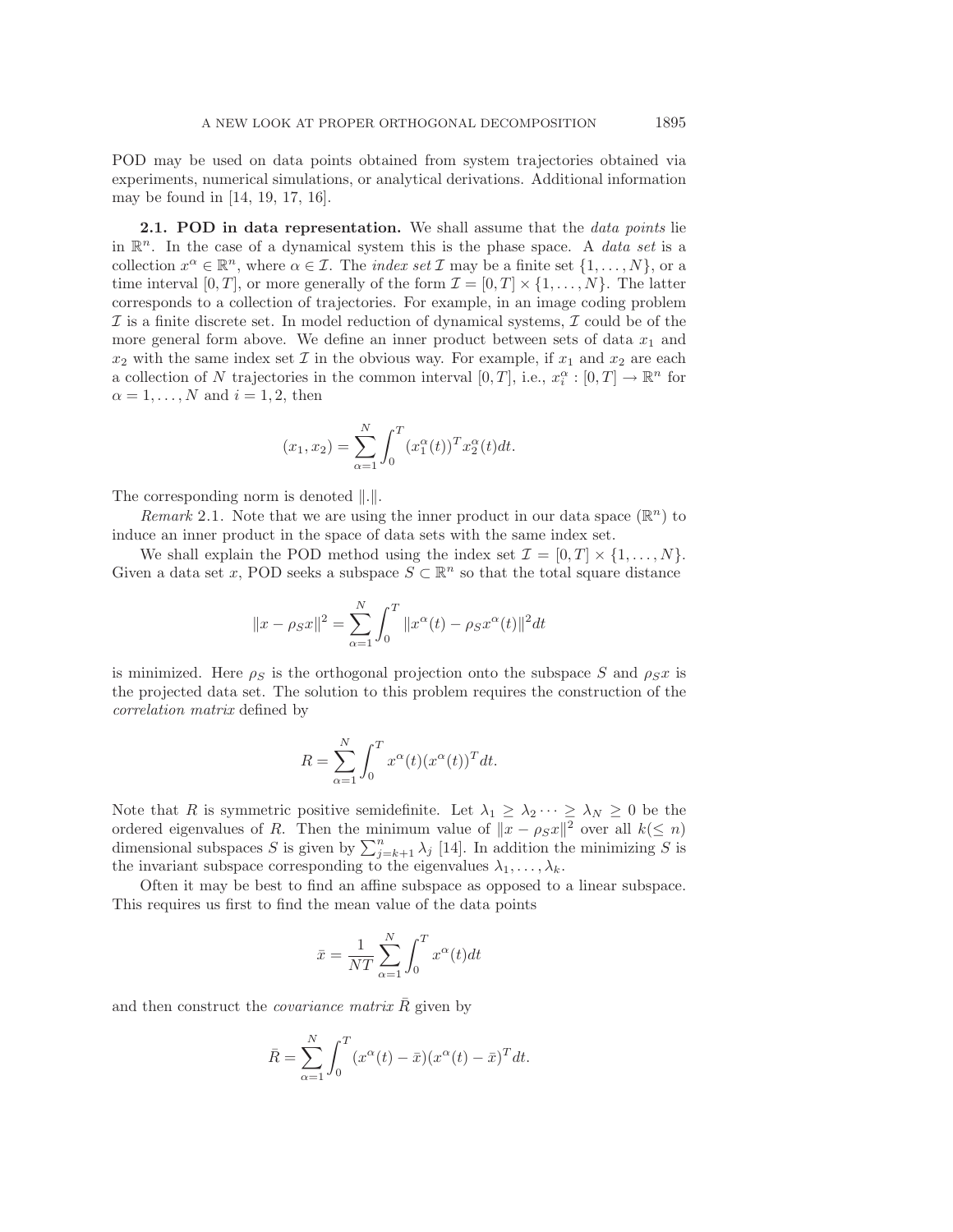POD may be used on data points obtained from system trajectories obtained via experiments, numerical simulations, or analytical derivations. Additional information may be found in [14, 19, 17, 16].

**2.1. POD in data representation.** We shall assume that the *data points* lie in $\mathbb{R}^n$. In the case of a dynamical system this is the phase space. A *data set* is a collection $x^\alpha \in \mathbb{R}^n$, where $\alpha \in \mathcal{I}$. The *index set* $\mathcal{I}$ may be a finite set $\{1, \ldots, N\}$, or a time interval $[0, T]$, or more generally of the form $\mathcal{I} = [0, T] \times \{1, \ldots, N\}$. The latter corresponds to a collection of trajectories. For example, in an image coding problem $\mathcal{I}$ is a finite discrete set. In model reduction of dynamical systems, $\mathcal{I}$ could be of the more general form above. We define an inner product between sets of data $x_1$ and $x_2$ with the same index set $\mathcal{I}$ in the obvious way. For example, if $x_1$ and $x_2$ are each a collection of $N$ trajectories in the common interval $[0, T]$, i.e., $x_i^\alpha : [0, T] \to \mathbb{R}^n$ for $\alpha = 1, \ldots, N$ and $i = 1, 2$, then

$$(x_1, x_2) = \sum_{\alpha=1}^{N} \int_0^T (x_1^\alpha(t))^T x_2^\alpha(t) dt.$$

The corresponding norm is denoted $\|.\|$.

*Remark* 2.1. Note that we are using the inner product in our data space ($\mathbb{R}^n$) to induce an inner product in the space of data sets with the same index set.

We shall explain the POD method using the index set $\mathcal{I} = [0, T] \times \{1, \ldots, N\}$. Given a data set $x$, POD seeks a subspace $S \subset \mathbb{R}^n$ so that the total square distance

$$\|x - \rho_S x\|^2 = \sum_{\alpha=1}^{N} \int_0^T \|x^\alpha(t) - \rho_S x^\alpha(t)\|^2 dt$$

is minimized. Here $\rho_S$ is the orthogonal projection onto the subspace $S$ and $\rho_S x$ is the projected data set. The solution to this problem requires the construction of the *correlation matrix* defined by

$$R = \sum_{\alpha=1}^{N} \int_0^T x^\alpha(t)(x^\alpha(t))^T dt.$$

Note that $R$ is symmetric positive semidefinite. Let $\lambda_1 \geq \lambda_2 \cdots \geq \lambda_N \geq 0$ be the ordered eigenvalues of $R$. Then the minimum value of $\|x - \rho_S x\|^2$ over all $k (\leq n)$ dimensional subspaces $S$ is given by $\sum_{j=k+1}^{n} \lambda_j$ [14]. In addition the minimizing $S$ is the invariant subspace corresponding to the eigenvalues $\lambda_1, \ldots, \lambda_k$.

Often it may be best to find an affine subspace as opposed to a linear subspace. This requires us first to find the mean value of the data points

$$\bar{x} = \frac{1}{NT} \sum_{\alpha=1}^{N} \int_0^T x^\alpha(t) dt$$

and then construct the *covariance matrix* $\bar{R}$ given by

$$\bar{R} = \sum_{\alpha=1}^{N} \int_0^T (x^\alpha(t) - \bar{x})(x^\alpha(t) - \bar{x})^T dt.$$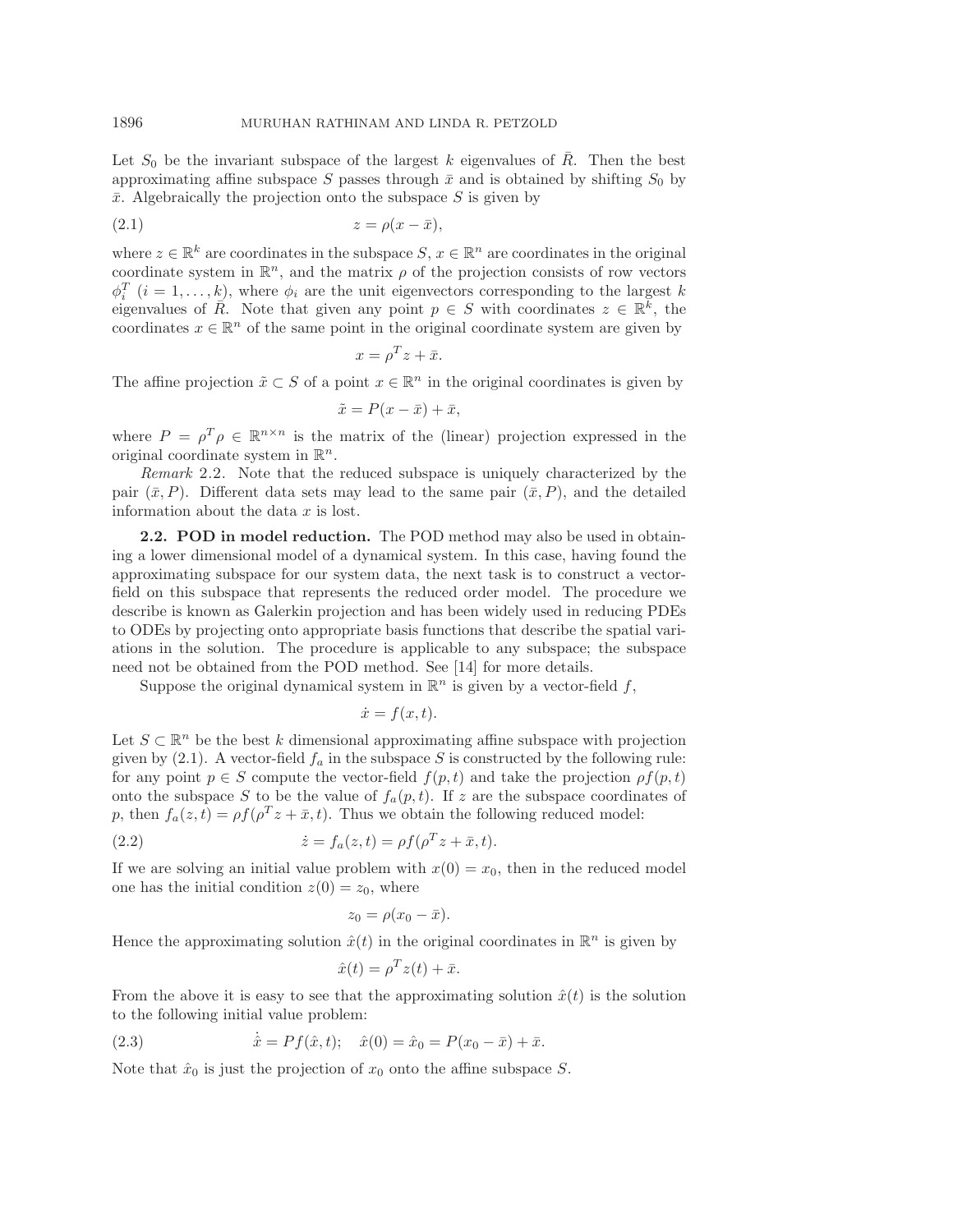Let $S_0$ be the invariant subspace of the largest $k$ eigenvalues of $\bar{R}$. Then the best approximating affine subspace $S$ passes through $\bar{x}$ and is obtained by shifting $S_0$ by $\bar{x}$. Algebraically the projection onto the subspace $S$ is given by

$$z = \rho(x - \bar{x}), \tag{2.1}$$

where $z \in \mathbb{R}^k$ are coordinates in the subspace $S$, $x \in \mathbb{R}^n$ are coordinates in the original coordinate system in $\mathbb{R}^n$, and the matrix $\rho$ of the projection consists of row vectors $\phi_i^T$ $(i = 1, \ldots, k)$, where $\phi_i$ are the unit eigenvectors corresponding to the largest $k$ eigenvalues of $\bar{R}$. Note that given any point $p \in S$ with coordinates $z \in \mathbb{R}^k$, the coordinates $x \in \mathbb{R}^n$ of the same point in the original coordinate system are given by

$$x = \rho^T z + \bar{x}.$$

The affine projection $\tilde{x} \subset S$ of a point $x \in \mathbb{R}^n$ in the original coordinates is given by

$$\tilde{x} = P(x - \bar{x}) + \bar{x},$$

where $P = \rho^T \rho \in \mathbb{R}^{n \times n}$ is the matrix of the (linear) projection expressed in the original coordinate system in $\mathbb{R}^n$.

*Remark* 2.2. Note that the reduced subspace is uniquely characterized by the pair $(\bar{x}, P)$. Different data sets may lead to the same pair $(\bar{x}, P)$, and the detailed information about the data $x$ is lost.

### 2.2. POD in model reduction.

The POD method may also be used in obtaining a lower dimensional model of a dynamical system. In this case, having found the approximating subspace for our system data, the next task is to construct a vector-field on this subspace that represents the reduced order model. The procedure we describe is known as Galerkin projection and has been widely used in reducing PDEs to ODEs by projecting onto appropriate basis functions that describe the spatial variations in the solution. The procedure is applicable to any subspace; the subspace need not be obtained from the POD method. See [14] for more details.

Suppose the original dynamical system in $\mathbb{R}^n$ is given by a vector-field $f$,

$$\dot{x} = f(x, t).$$

Let $S \subset \mathbb{R}^n$ be the best $k$ dimensional approximating affine subspace with projection given by (2.1). A vector-field $f_a$ in the subspace $S$ is constructed by the following rule: for any point $p \in S$ compute the vector-field $f(p, t)$ and take the projection $\rho f(p, t)$ onto the subspace $S$ to be the value of $f_a(p, t)$. If $z$ are the subspace coordinates of $p$, then $f_a(z, t) = \rho f(\rho^T z + \bar{x}, t)$. Thus we obtain the following reduced model:

$$\dot{z} = f_a(z, t) = \rho f(\rho^T z + \bar{x}, t). \tag{2.2}$$

If we are solving an initial value problem with $x(0) = x_0$, then in the reduced model one has the initial condition $z(0) = z_0$, where

$$z_0 = \rho(x_0 - \bar{x}).$$

Hence the approximating solution $\hat{x}(t)$ in the original coordinates in $\mathbb{R}^n$ is given by

$$\hat{x}(t) = \rho^T z(t) + \bar{x}.$$

From the above it is easy to see that the approximating solution $\hat{x}(t)$ is the solution to the following initial value problem:

$$\dot{\hat{x}} = P f(\hat{x}, t); \quad \hat{x}(0) = \hat{x}_0 = P(x_0 - \bar{x}) + \bar{x}. \tag{2.3}$$

Note that $\hat{x}_0$ is just the projection of $x_0$ onto the affine subspace $S$.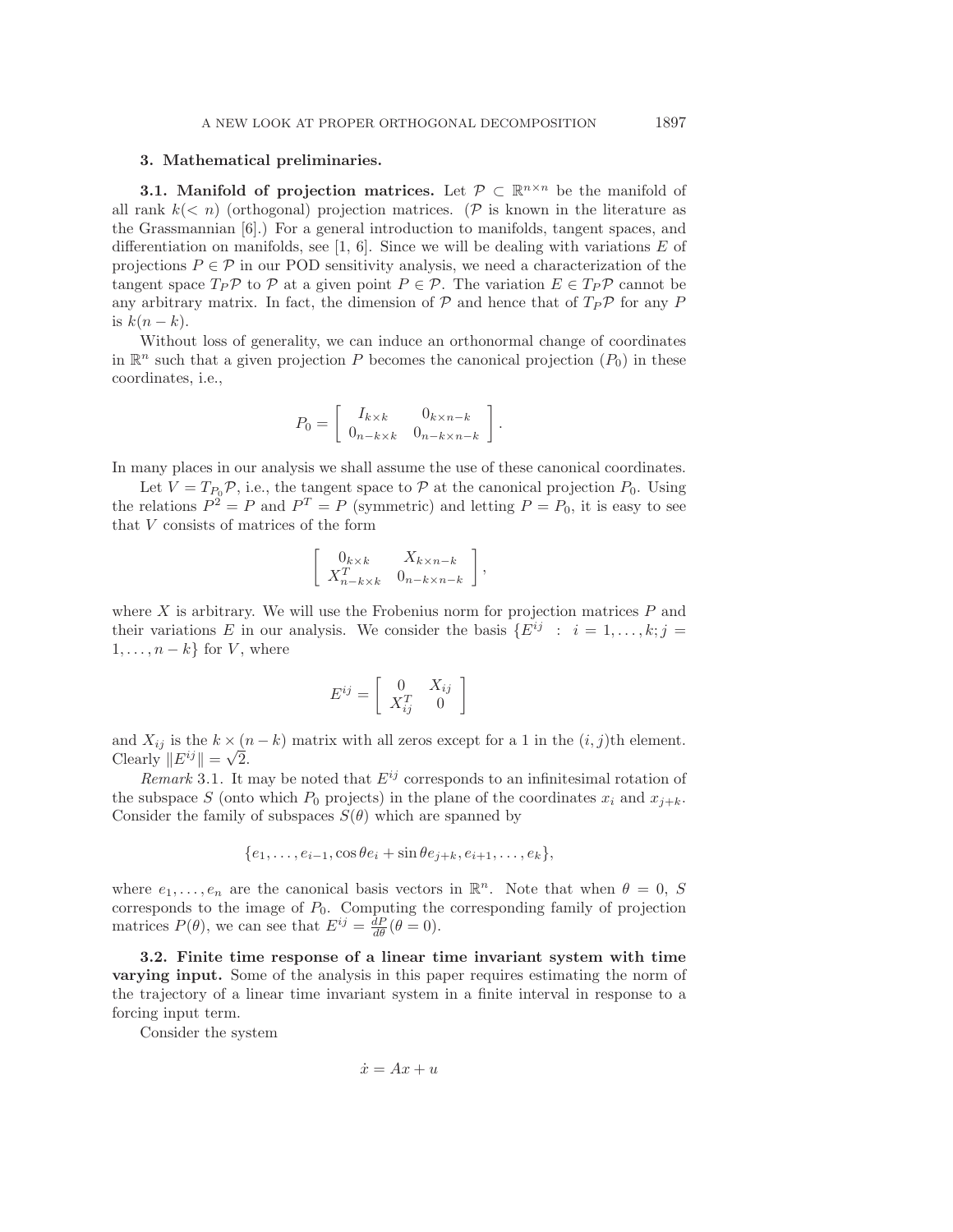## 3. Mathematical preliminaries.

**3.1. Manifold of projection matrices.** Let $\mathcal{P} \subset \mathbb{R}^{n \times n}$ be the manifold of all rank $k(< n)$ (orthogonal) projection matrices. ($\mathcal{P}$ is known in the literature as the Grassmannian [6].) For a general introduction to manifolds, tangent spaces, and differentiation on manifolds, see [1, 6]. Since we will be dealing with variations $E$ of projections $P \in \mathcal{P}$ in our POD sensitivity analysis, we need a characterization of the tangent space $T_P\mathcal{P}$ to $\mathcal{P}$ at a given point $P \in \mathcal{P}$. The variation $E \in T_P\mathcal{P}$ cannot be any arbitrary matrix. In fact, the dimension of $\mathcal{P}$ and hence that of $T_P\mathcal{P}$ for any $P$ is $k(n-k)$.

Without loss of generality, we can induce an orthonormal change of coordinates in $\mathbb{R}^n$ such that a given projection $P$ becomes the canonical projection ($P_0$) in these coordinates, i.e.,

$$P_0 = \left[ \begin{array}{cc} I_{k\times k} & 0_{k\times n-k} \\ 0_{n-k\times k} & 0_{n-k\times n-k} \end{array} \right].$$

In many places in our analysis we shall assume the use of these canonical coordinates.

Let $V = T_{P_0}\mathcal{P}$, i.e., the tangent space to $\mathcal{P}$ at the canonical projection $P_0$. Using the relations $P^2 = P$ and $P^T = P$ (symmetric) and letting $P = P_0$, it is easy to see that $V$ consists of matrices of the form

$$\left[ \begin{array}{cc} 0_{k\times k} & X_{k\times n-k} \\ X^T_{n-k\times k} & 0_{n-k\times n-k} \end{array} \right],$$

where $X$ is arbitrary. We will use the Frobenius norm for projection matrices $P$ and their variations $E$ in our analysis. We consider the basis $\{E^{ij} \ : \ i = 1,\ldots,k; j = 1,\ldots,n-k\}$ for $V$, where

$$E^{ij} = \left[ \begin{array}{cc} 0 & X_{ij} \\ X^T_{ij} & 0 \end{array} \right]$$

and $X_{ij}$ is the $k \times (n-k)$ matrix with all zeros except for a 1 in the $(i,j)$th element. Clearly $\|E^{ij}\| = \sqrt{2}$.

*Remark* 3.1. It may be noted that $E^{ij}$ corresponds to an infinitesimal rotation of the subspace $S$ (onto which $P_0$ projects) in the plane of the coordinates $x_i$ and $x_{j+k}$. Consider the family of subspaces $S(\theta)$ which are spanned by

$$\{e_1,\ldots,e_{i-1}, \cos\theta e_i + \sin\theta e_{j+k}, e_{i+1},\ldots,e_k\},$$

where $e_1,\ldots,e_n$ are the canonical basis vectors in $\mathbb{R}^n$. Note that when $\theta = 0$, $S$ corresponds to the image of $P_0$. Computing the corresponding family of projection matrices $P(\theta)$, we can see that $E^{ij} = \frac{dP}{d\theta}(\theta = 0)$.

**3.2. Finite time response of a linear time invariant system with time varying input.** Some of the analysis in this paper requires estimating the norm of the trajectory of a linear time invariant system in a finite interval in response to a forcing input term.

Consider the system

$$\dot{x} = Ax + u$$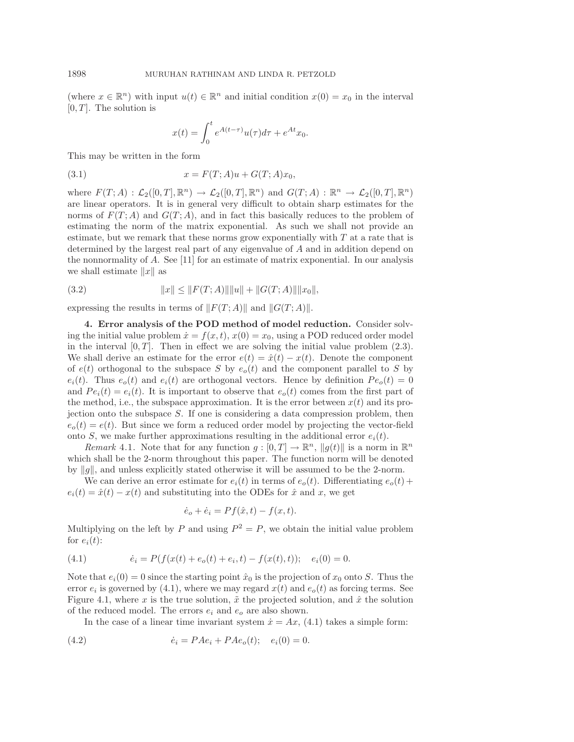(where $x \in \mathbb{R}^n$) with input $u(t) \in \mathbb{R}^n$ and initial condition $x(0) = x_0$ in the interval $[0, T]$. The solution is

$$x(t) = \int_0^t e^{A(t-\tau)} u(\tau) d\tau + e^{At} x_0.$$

This may be written in the form

$$x = F(T; A)u + G(T; A)x_0, \tag{3.1}$$

where $F(T; A) : \mathcal{L}_2([0, T], \mathbb{R}^n) \to \mathcal{L}_2([0, T], \mathbb{R}^n)$ and $G(T; A) : \mathbb{R}^n \to \mathcal{L}_2([0, T], \mathbb{R}^n)$ are linear operators. It is in general very difficult to obtain sharp estimates for the norms of $F(T; A)$ and $G(T; A)$, and in fact this basically reduces to the problem of estimating the norm of the matrix exponential. As such we shall not provide an estimate, but we remark that these norms grow exponentially with $T$ at a rate that is determined by the largest real part of any eigenvalue of $A$ and in addition depend on the nonnormality of $A$. See [11] for an estimate of matrix exponential. In our analysis we shall estimate $\|x\|$ as

$$\|x\| \leq \|F(T; A)\| \|u\| + \|G(T; A)\| \|x_0\|, \tag{3.2}$$

expressing the results in terms of $\|F(T; A)\|$ and $\|G(T; A)\|$.

## 4. Error analysis of the POD method of model reduction.

Consider solving the initial value problem $\dot{x} = f(x, t)$, $x(0) = x_0$, using a POD reduced order model in the interval $[0, T]$. Then in effect we are solving the initial value problem (2.3). We shall derive an estimate for the error $e(t) = \hat{x}(t) - x(t)$. Denote the component of $e(t)$ orthogonal to the subspace $S$ by $e_o(t)$ and the component parallel to $S$ by $e_i(t)$. Thus $e_o(t)$ and $e_i(t)$ are orthogonal vectors. Hence by definition $Pe_o(t) = 0$ and $Pe_i(t) = e_i(t)$. It is important to observe that $e_o(t)$ comes from the first part of the method, i.e., the subspace approximation. It is the error between $x(t)$ and its projection onto the subspace $S$. If one is considering a data compression problem, then $e_o(t) = e(t)$. But since we form a reduced order model by projecting the vector-field onto $S$, we make further approximations resulting in the additional error $e_i(t)$.

*Remark* 4.1. Note that for any function $g : [0, T] \to \mathbb{R}^n$, $\|g(t)\|$ is a norm in $\mathbb{R}^n$ which shall be the 2-norm throughout this paper. The function norm will be denoted by $\|g\|$, and unless explicitly stated otherwise it will be assumed to be the 2-norm.

We can derive an error estimate for $e_i(t)$ in terms of $e_o(t)$. Differentiating $e_o(t) + e_i(t) = \hat{x}(t) - x(t)$ and substituting into the ODEs for $\hat{x}$ and $x$, we get

$$\dot{e}_o + \dot{e}_i = Pf(\hat{x}, t) - f(x, t).$$

Multiplying on the left by $P$ and using $P^2 = P$, we obtain the initial value problem for $e_i(t)$:

$$\dot{e}_i = P(f(x(t) + e_o(t) + e_i, t) - f(x(t), t)); \quad e_i(0) = 0. \tag{4.1}$$

Note that $e_i(0) = 0$ since the starting point $\hat{x}_0$ is the projection of $x_0$ onto $S$. Thus the error $e_i$ is governed by (4.1), where we may regard $x(t)$ and $e_o(t)$ as forcing terms. See Figure 4.1, where $x$ is the true solution, $\tilde{x}$ the projected solution, and $\hat{x}$ the solution of the reduced model. The errors $e_i$ and $e_o$ are also shown.

In the case of a linear time invariant system $\dot{x} = Ax$, (4.1) takes a simple form:

$$\dot{e}_i = PAe_i + PAe_o(t); \quad e_i(0) = 0. \tag{4.2}$$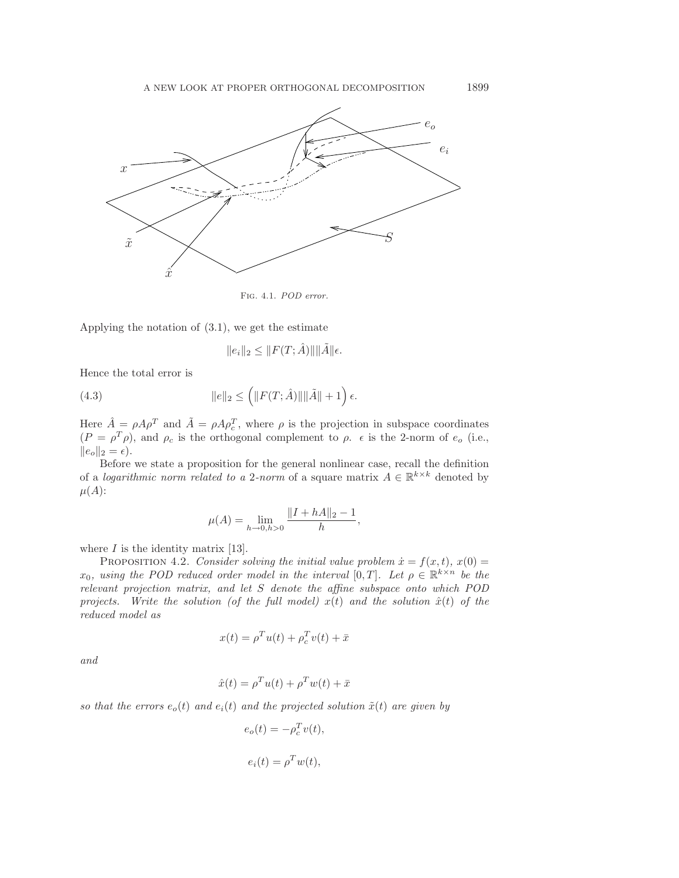Fig. 4.1. *POD error.*

Applying the notation of (3.1), we get the estimate

$$\|e_i\|_2 \leq \|F(T;\hat{A})\|\|\tilde{A}\|\epsilon.$$

Hence the total error is

$$\|e\|_2 \leq \left(\|F(T;\hat{A})\|\|\tilde{A}\| + 1\right)\epsilon. \tag{4.3}$$

Here $\hat{A} = \rho A \rho^T$ and $\tilde{A} = \rho A \rho_c^T$, where $\rho$ is the projection in subspace coordinates ($P = \rho^T \rho$), and $\rho_c$ is the orthogonal complement to $\rho$. $\epsilon$ is the 2-norm of $e_o$ (i.e., $\|e_o\|_2 = \epsilon$).

Before we state a proposition for the general nonlinear case, recall the definition of a *logarithmic norm related to a* 2*-norm* of a square matrix $A \in \mathbb{R}^{k\times k}$ denoted by $\mu(A)$:

$$\mu(A) = \lim_{h\to 0, h>0} \frac{\|I + hA\|_2 - 1}{h},$$

where $I$ is the identity matrix [13].

Proposition 4.2. *Consider solving the initial value problem $\dot{x} = f(x,t)$, $x(0) = x_0$, using the POD reduced order model in the interval $[0,T]$. Let $\rho \in \mathbb{R}^{k\times n}$ be the relevant projection matrix, and let $S$ denote the affine subspace onto which POD projects. Write the solution (of the full model) $x(t)$ and the solution $\hat{x}(t)$ of the reduced model as*

$$x(t) = \rho^T u(t) + \rho_c^T v(t) + \bar{x}$$

*and*

$$\hat{x}(t) = \rho^T u(t) + \rho^T w(t) + \bar{x}$$

*so that the errors $e_o(t)$ and $e_i(t)$ and the projected solution $\tilde{x}(t)$ are given by*

$$e_o(t) = -\rho_c^T v(t),$$

$$e_i(t) = \rho^T w(t),$$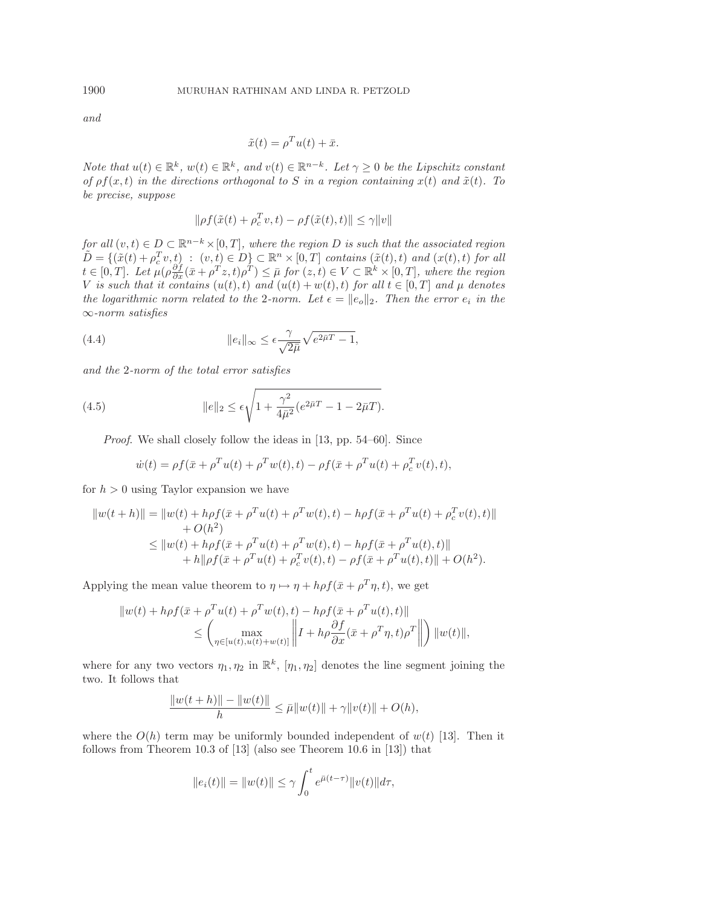*and*

$$\tilde{x}(t) = \rho^T u(t) + \bar{x}.$$

*Note that $u(t) \in \mathbb{R}^k$, $w(t) \in \mathbb{R}^k$, and $v(t) \in \mathbb{R}^{n-k}$. Let $\gamma \geq 0$ be the Lipschitz constant of $\rho f(x,t)$ in the directions orthogonal to $S$ in a region containing $x(t)$ and $\tilde{x}(t)$. To be precise, suppose*

$$\|\rho f(\tilde{x}(t) + \rho_c^T v, t) - \rho f(\tilde{x}(t), t)\| \leq \gamma \|v\|$$

*for all $(v,t) \in D \subset \mathbb{R}^{n-k} \times [0,T]$, where the region $D$ is such that the associated region $\tilde{D} = \{(\tilde{x}(t) + \rho_c^T v, t) \;:\; (v,t) \in D\} \subset \mathbb{R}^n \times [0,T]$ contains $(\tilde{x}(t), t)$ and $(x(t), t)$ for all $t \in [0,T]$. Let $\mu(\rho \frac{\partial f}{\partial x}(\bar{x} + \rho^T z, t)\rho^T) \leq \bar{\mu}$ for $(z,t) \in V \subset \mathbb{R}^k \times [0,T]$, where the region $V$ is such that it contains $(u(t),t)$ and $(u(t)+w(t),t)$ for all $t \in [0,T]$ and $\mu$ denotes the logarithmic norm related to the 2-norm. Let $\epsilon = \|e_o\|_2$. Then the error $e_i$ in the $\infty$-norm satisfies*

$$\|e_i\|_\infty \leq \epsilon \frac{\gamma}{\sqrt{2\bar{\mu}}} \sqrt{e^{2\bar{\mu}T} - 1}, \tag{4.4}$$

*and the 2-norm of the total error satisfies*

$$\|e\|_2 \leq \epsilon \sqrt{1 + \frac{\gamma^2}{4\bar{\mu}^2}(e^{2\bar{\mu}T} - 1 - 2\bar{\mu}T)}. \tag{4.5}$$

*Proof.* We shall closely follow the ideas in [13, pp. 54–60]. Since

$$\dot{w}(t) = \rho f(\bar{x} + \rho^T u(t) + \rho^T w(t), t) - \rho f(\bar{x} + \rho^T u(t) + \rho_c^T v(t), t),$$

for $h > 0$ using Taylor expansion we have

$$\begin{aligned}
\|w(t+h)\| &= \|w(t) + h\rho f(\bar{x} + \rho^T u(t) + \rho^T w(t), t) - h\rho f(\bar{x} + \rho^T u(t) + \rho_c^T v(t), t)\| \\
&\quad + O(h^2) \\
&\leq \|w(t) + h\rho f(\bar{x} + \rho^T u(t) + \rho^T w(t), t) - h\rho f(\bar{x} + \rho^T u(t), t)\| \\
&\quad + h\|\rho f(\bar{x} + \rho^T u(t) + \rho_c^T v(t), t) - \rho f(\bar{x} + \rho^T u(t), t)\| + O(h^2).
\end{aligned}$$

Applying the mean value theorem to $\eta \mapsto \eta + h\rho f(\bar{x} + \rho^T \eta, t)$, we get

$$\begin{aligned}
&\|w(t) + h\rho f(\bar{x} + \rho^T u(t) + \rho^T w(t), t) - h\rho f(\bar{x} + \rho^T u(t), t)\| \\
&\qquad \leq \left( \max_{\eta \in [u(t), u(t)+w(t)]} \left\| I + h\rho \frac{\partial f}{\partial x}(\bar{x} + \rho^T \eta, t)\rho^T \right\| \right) \|w(t)\|,
\end{aligned}$$

where for any two vectors $\eta_1, \eta_2$ in $\mathbb{R}^k$, $[\eta_1, \eta_2]$ denotes the line segment joining the two. It follows that

$$\frac{\|w(t+h)\| - \|w(t)\|}{h} \leq \bar{\mu}\|w(t)\| + \gamma\|v(t)\| + O(h),$$

where the $O(h)$ term may be uniformly bounded independent of $w(t)$ [13]. Then it follows from Theorem 10.3 of [13] (also see Theorem 10.6 in [13]) that

$$\|e_i(t)\| = \|w(t)\| \leq \gamma \int_0^t e^{\bar{\mu}(t-\tau)} \|v(t)\| d\tau,$$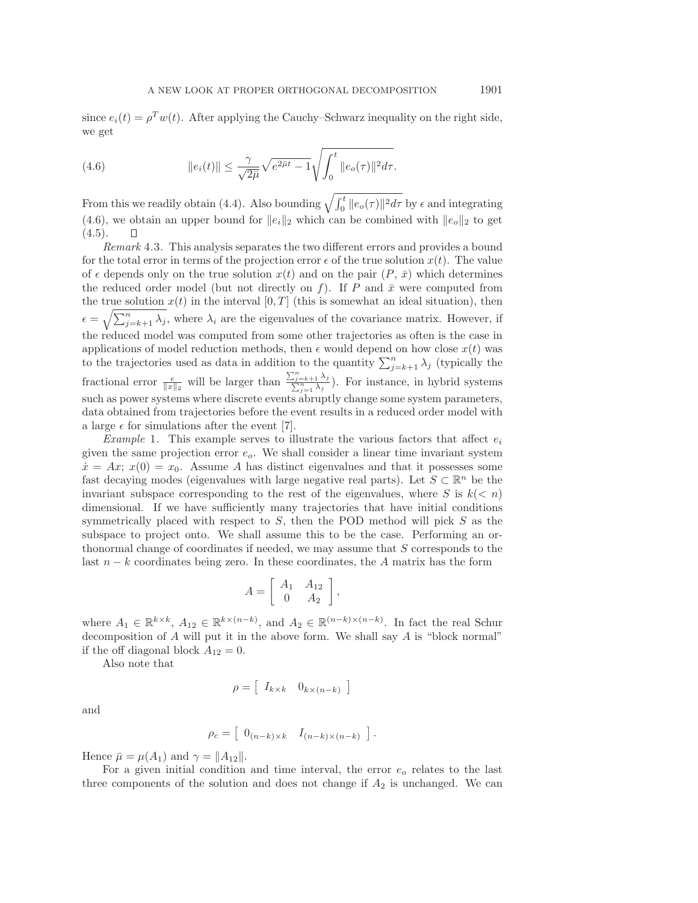since $e_i(t) = \rho^T w(t)$. After applying the Cauchy–Schwarz inequality on the right side, we get

$$\|e_i(t)\| \le \frac{\gamma}{\sqrt{2\bar{\mu}}}\sqrt{e^{2\bar{\mu}t} - 1}\sqrt{\int_0^t \|e_o(\tau)\|^2 d\tau}. \tag{4.6}$$

From this we readily obtain (4.4). Also bounding $\sqrt{\int_0^t \|e_o(\tau)\|^2 d\tau}$ by $\epsilon$ and integrating (4.6), we obtain an upper bound for $\|e_i\|_2$ which can be combined with $\|e_o\|_2$ to get (4.5). ◻

*Remark* 4.3. This analysis separates the two different errors and provides a bound for the total error in terms of the projection error $\epsilon$ of the true solution $x(t)$. The value of $\epsilon$ depends only on the true solution $x(t)$ and on the pair $(P, \bar{x})$ which determines the reduced order model (but not directly on $f$). If $P$ and $\bar{x}$ were computed from the true solution $x(t)$ in the interval $[0, T]$ (this is somewhat an ideal situation), then $\epsilon = \sqrt{\sum_{j=k+1}^{n} \lambda_j}$, where $\lambda_i$ are the eigenvalues of the covariance matrix. However, if the reduced model was computed from some other trajectories as often is the case in applications of model reduction methods, then $\epsilon$ would depend on how close $x(t)$ was to the trajectories used as data in addition to the quantity $\sum_{j=k+1}^{n} \lambda_j$ (typically the fractional error $\frac{\epsilon}{\|x\|_2}$ will be larger than $\frac{\sum_{j=k+1}^{n} \lambda_j}{\sum_{j=1}^{n} \lambda_j}$). For instance, in hybrid systems such as power systems where discrete events abruptly change some system parameters, data obtained from trajectories before the event results in a reduced order model with a large $\epsilon$ for simulations after the event [7].

*Example* 1. This example serves to illustrate the various factors that affect $e_i$ given the same projection error $e_o$. We shall consider a linear time invariant system $\dot{x} = Ax$; $x(0) = x_0$. Assume $A$ has distinct eigenvalues and that it possesses some fast decaying modes (eigenvalues with large negative real parts). Let $S \subset \mathbb{R}^n$ be the invariant subspace corresponding to the rest of the eigenvalues, where $S$ is $k(< n)$ dimensional. If we have sufficiently many trajectories that have initial conditions symmetrically placed with respect to $S$, then the POD method will pick $S$ as the subspace to project onto. We shall assume this to be the case. Performing an orthonormal change of coordinates if needed, we may assume that $S$ corresponds to the last $n - k$ coordinates being zero. In these coordinates, the $A$ matrix has the form

$$A = \begin{bmatrix} A_1 & A_{12} \\ 0 & A_2 \end{bmatrix},$$

where $A_1 \in \mathbb{R}^{k \times k}$, $A_{12} \in \mathbb{R}^{k \times (n-k)}$, and $A_2 \in \mathbb{R}^{(n-k) \times (n-k)}$. In fact the real Schur decomposition of $A$ will put it in the above form. We shall say $A$ is "block normal" if the off diagonal block $A_{12} = 0$.

Also note that

$$\rho = \begin{bmatrix} I_{k \times k} & 0_{k \times (n-k)} \end{bmatrix}$$

and

$$\rho_c = \begin{bmatrix} 0_{(n-k) \times k} & I_{(n-k) \times (n-k)} \end{bmatrix}.$$

Hence $\bar{\mu} = \mu(A_1)$ and $\gamma = \|A_{12}\|$.

For a given initial condition and time interval, the error $e_o$ relates to the last three components of the solution and does not change if $A_2$ is unchanged. We can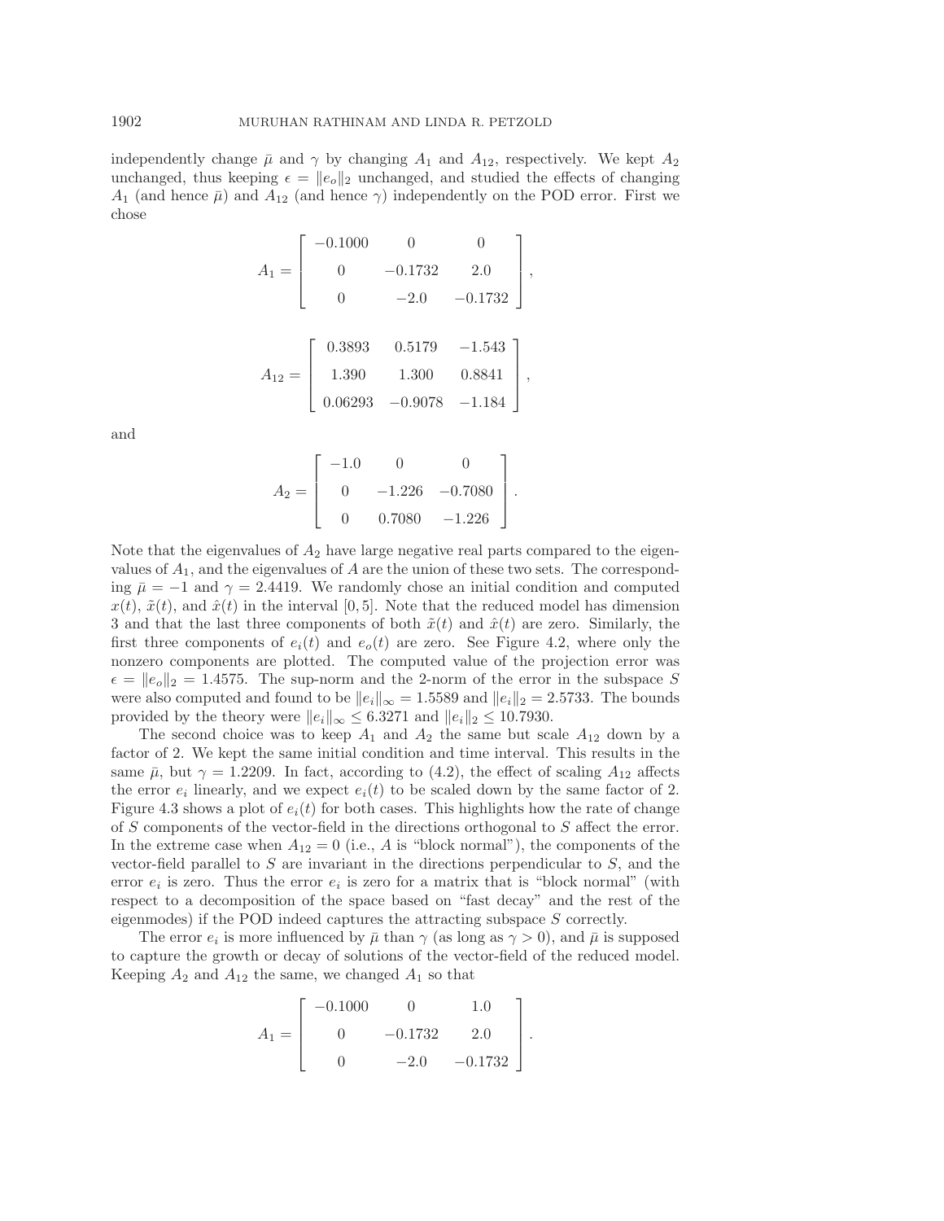independently change $\bar{\mu}$ and $\gamma$ by changing $A_1$ and $A_{12}$, respectively. We kept $A_2$ unchanged, thus keeping $\epsilon = \|e_o\|_2$ unchanged, and studied the effects of changing $A_1$ (and hence $\bar{\mu}$) and $A_{12}$ (and hence $\gamma$) independently on the POD error. First we chose

$$A_1 = \begin{bmatrix} -0.1000 & 0 & 0 \\ 0 & -0.1732 & 2.0 \\ 0 & -2.0 & -0.1732 \end{bmatrix},$$

$$A_{12} = \begin{bmatrix} 0.3893 & 0.5179 & -1.543 \\ 1.390 & 1.300 & 0.8841 \\ 0.06293 & -0.9078 & -1.184 \end{bmatrix},$$

and

$$A_2 = \begin{bmatrix} -1.0 & 0 & 0 \\ 0 & -1.226 & -0.7080 \\ 0 & 0.7080 & -1.226 \end{bmatrix}.$$

Note that the eigenvalues of $A_2$ have large negative real parts compared to the eigenvalues of $A_1$, and the eigenvalues of $A$ are the union of these two sets. The corresponding $\bar{\mu} = -1$ and $\gamma = 2.4419$. We randomly chose an initial condition and computed $x(t)$, $\tilde{x}(t)$, and $\hat{x}(t)$ in the interval $[0, 5]$. Note that the reduced model has dimension 3 and that the last three components of both $\tilde{x}(t)$ and $\hat{x}(t)$ are zero. Similarly, the first three components of $e_i(t)$ and $e_o(t)$ are zero. See Figure 4.2, where only the nonzero components are plotted. The computed value of the projection error was $\epsilon = \|e_o\|_2 = 1.4575$. The sup-norm and the 2-norm of the error in the subspace $S$ were also computed and found to be $\|e_i\|_\infty = 1.5589$ and $\|e_i\|_2 = 2.5733$. The bounds provided by the theory were $\|e_i\|_\infty \leq 6.3271$ and $\|e_i\|_2 \leq 10.7930$.

The second choice was to keep $A_1$ and $A_2$ the same but scale $A_{12}$ down by a factor of 2. We kept the same initial condition and time interval. This results in the same $\bar{\mu}$, but $\gamma = 1.2209$. In fact, according to (4.2), the effect of scaling $A_{12}$ affects the error $e_i$ linearly, and we expect $e_i(t)$ to be scaled down by the same factor of 2. Figure 4.3 shows a plot of $e_i(t)$ for both cases. This highlights how the rate of change of $S$ components of the vector-field in the directions orthogonal to $S$ affect the error. In the extreme case when $A_{12} = 0$ (i.e., $A$ is "block normal"), the components of the vector-field parallel to $S$ are invariant in the directions perpendicular to $S$, and the error $e_i$ is zero. Thus the error $e_i$ is zero for a matrix that is "block normal" (with respect to a decomposition of the space based on "fast decay" and the rest of the eigenmodes) if the POD indeed captures the attracting subspace $S$ correctly.

The error $e_i$ is more influenced by $\bar{\mu}$ than $\gamma$ (as long as $\gamma > 0$), and $\bar{\mu}$ is supposed to capture the growth or decay of solutions of the vector-field of the reduced model. Keeping $A_2$ and $A_{12}$ the same, we changed $A_1$ so that

$$A_1 = \begin{bmatrix} -0.1000 & 0 & 1.0 \\ 0 & -0.1732 & 2.0 \\ 0 & -2.0 & -0.1732 \end{bmatrix}.$$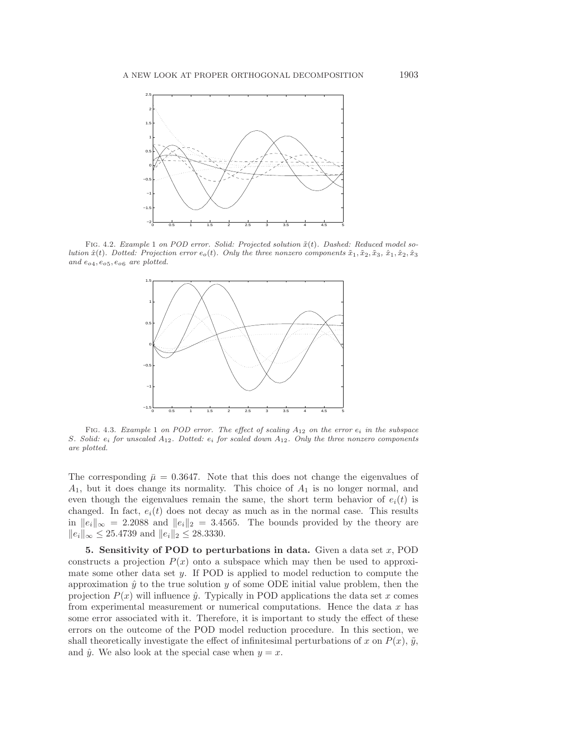FIG. 4.2. *Example* 1 *on POD error. Solid: Projected solution* $\tilde{x}(t)$*. Dashed: Reduced model solution* $\hat{x}(t)$*. Dotted: Projection error* $e_o(t)$*. Only the three nonzero components* $\tilde{x}_1, \tilde{x}_2, \tilde{x}_3$*,* $\hat{x}_1, \hat{x}_2, \hat{x}_3$ *and* $e_{o4}, e_{o5}, e_{o6}$ *are plotted.*

FIG. 4.3. *Example* 1 *on POD error. The effect of scaling* $A_{12}$ *on the error* $e_i$ *in the subspace* $S$*. Solid:* $e_i$ *for unscaled* $A_{12}$*. Dotted:* $e_i$ *for scaled down* $A_{12}$*. Only the three nonzero components are plotted.*

The corresponding $\bar{\mu} = 0.3647$. Note that this does not change the eigenvalues of $A_1$, but it does change its normality. This choice of $A_1$ is no longer normal, and even though the eigenvalues remain the same, the short term behavior of $e_i(t)$ is changed. In fact, $e_i(t)$ does not decay as much as in the normal case. This results in $\|e_i\|_\infty = 2.2088$ and $\|e_i\|_2 = 3.4565$. The bounds provided by the theory are $\|e_i\|_\infty \leq 25.4739$ and $\|e_i\|_2 \leq 28.3330$.

## 5. Sensitivity of POD to perturbations in data.

Given a data set $x$, POD constructs a projection $P(x)$ onto a subspace which may then be used to approximate some other data set $y$. If POD is applied to model reduction to compute the approximation $\hat{y}$ to the true solution $y$ of some ODE initial value problem, then the projection $P(x)$ will influence $\hat{y}$. Typically in POD applications the data set $x$ comes from experimental measurement or numerical computations. Hence the data $x$ has some error associated with it. Therefore, it is important to study the effect of these errors on the outcome of the POD model reduction procedure. In this section, we shall theoretically investigate the effect of infinitesimal perturbations of $x$ on $P(x)$, $\tilde{y}$, and $\hat{y}$. We also look at the special case when $y = x$.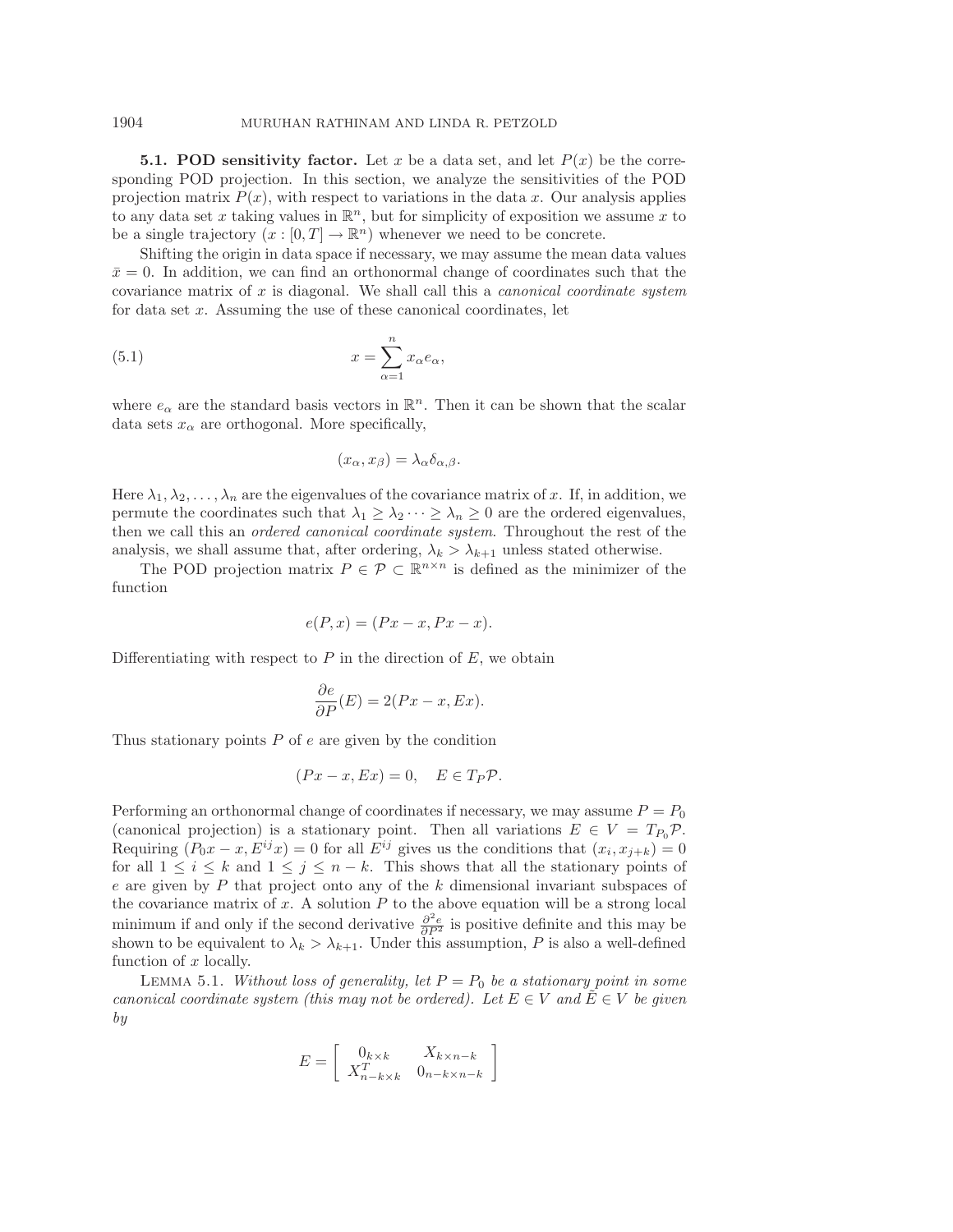**5.1. POD sensitivity factor.** Let $x$ be a data set, and let $P(x)$ be the corresponding POD projection. In this section, we analyze the sensitivities of the POD projection matrix $P(x)$, with respect to variations in the data $x$. Our analysis applies to any data set $x$ taking values in $\mathbb{R}^n$, but for simplicity of exposition we assume $x$ to be a single trajectory ($x : [0, T] \to \mathbb{R}^n$) whenever we need to be concrete.

Shifting the origin in data space if necessary, we may assume the mean data values $\bar{x} = 0$. In addition, we can find an orthonormal change of coordinates such that the covariance matrix of $x$ is diagonal. We shall call this a *canonical coordinate system* for data set $x$. Assuming the use of these canonical coordinates, let

$$x = \sum_{\alpha=1}^{n} x_\alpha e_\alpha, \tag{5.1}$$

where $e_\alpha$ are the standard basis vectors in $\mathbb{R}^n$. Then it can be shown that the scalar data sets $x_\alpha$ are orthogonal. More specifically,

$$(x_\alpha, x_\beta) = \lambda_\alpha \delta_{\alpha,\beta}.$$

Here $\lambda_1, \lambda_2, \ldots, \lambda_n$ are the eigenvalues of the covariance matrix of $x$. If, in addition, we permute the coordinates such that $\lambda_1 \geq \lambda_2 \cdots \geq \lambda_n \geq 0$ are the ordered eigenvalues, then we call this an *ordered canonical coordinate system*. Throughout the rest of the analysis, we shall assume that, after ordering, $\lambda_k > \lambda_{k+1}$ unless stated otherwise.

The POD projection matrix $P \in \mathcal{P} \subset \mathbb{R}^{n \times n}$ is defined as the minimizer of the function

$$e(P, x) = (Px - x, Px - x).$$

Differentiating with respect to $P$ in the direction of $E$, we obtain

$$\frac{\partial e}{\partial P}(E) = 2(Px - x, Ex).$$

Thus stationary points $P$ of $e$ are given by the condition

$$(Px - x, Ex) = 0, \quad E \in T_P\mathcal{P}.$$

Performing an orthonormal change of coordinates if necessary, we may assume $P = P_0$ (canonical projection) is a stationary point. Then all variations $E \in V = T_{P_0}\mathcal{P}$. Requiring $(P_0 x - x, E^{ij} x) = 0$ for all $E^{ij}$ gives us the conditions that $(x_i, x_{j+k}) = 0$ for all $1 \leq i \leq k$ and $1 \leq j \leq n - k$. This shows that all the stationary points of $e$ are given by $P$ that project onto any of the $k$ dimensional invariant subspaces of the covariance matrix of $x$. A solution $P$ to the above equation will be a strong local minimum if and only if the second derivative $\frac{\partial^2 e}{\partial P^2}$ is positive definite and this may be shown to be equivalent to $\lambda_k > \lambda_{k+1}$. Under this assumption, $P$ is also a well-defined function of $x$ locally.

LEMMA 5.1. *Without loss of generality, let $P = P_0$ be a stationary point in some canonical coordinate system (this may not be ordered). Let $E \in V$ and $\tilde{E} \in V$ be given by*

$$E = \begin{bmatrix} 0_{k \times k} & X_{k \times n-k} \\ X^T_{n-k \times k} & 0_{n-k \times n-k} \end{bmatrix}$$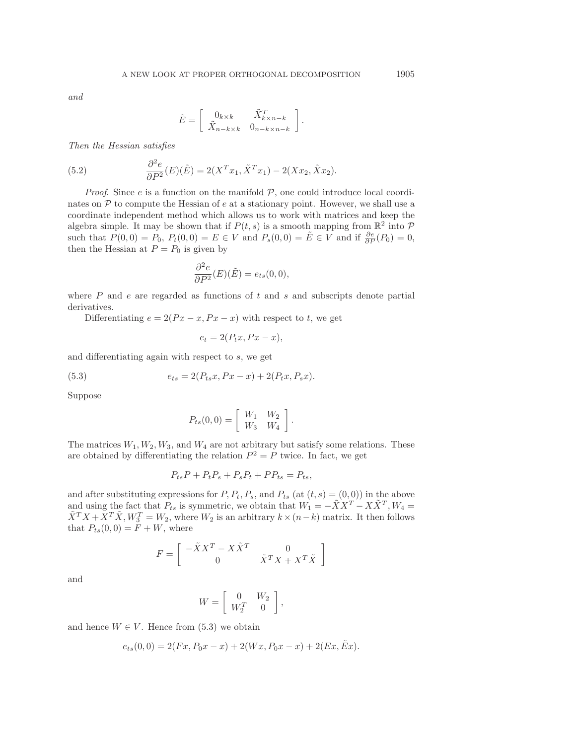*and*

$$\tilde{E} = \left[ \begin{array}{cc} 0_{k \times k} & \tilde{X}^T_{k \times n-k} \\ \tilde{X}_{n-k \times k} & 0_{n-k \times n-k} \end{array} \right].$$

*Then the Hessian satisfies*

$$\frac{\partial^2 e}{\partial P^2}(E)(\tilde{E}) = 2(X^T x_1, \tilde{X}^T x_1) - 2(X x_2, \tilde{X} x_2). \tag{5.2}$$

*Proof.* Since $e$ is a function on the manifold $\mathcal{P}$, one could introduce local coordinates on $\mathcal{P}$ to compute the Hessian of $e$ at a stationary point. However, we shall use a coordinate independent method which allows us to work with matrices and keep the algebra simple. It may be shown that if $P(t,s)$ is a smooth mapping from $\mathbb{R}^2$ into $\mathcal{P}$ such that $P(0,0) = P_0$, $P_t(0,0) = E \in V$ and $P_s(0,0) = \tilde{E} \in V$ and if $\frac{\partial e}{\partial P}(P_0) = 0$, then the Hessian at $P = P_0$ is given by

$$\frac{\partial^2 e}{\partial P^2}(E)(\tilde{E}) = e_{ts}(0,0),$$

where $P$ and $e$ are regarded as functions of $t$ and $s$ and subscripts denote partial derivatives.

Differentiating $e = 2(Px - x, Px - x)$ with respect to $t$, we get

$$e_t = 2(P_t x, Px - x),$$

and differentiating again with respect to $s$, we get

$$e_{ts} = 2(P_{ts} x, Px - x) + 2(P_t x, P_s x). \tag{5.3}$$

Suppose

$$P_{ts}(0,0) = \left[ \begin{array}{cc} W_1 & W_2 \\ W_3 & W_4 \end{array} \right].$$

The matrices $W_1, W_2, W_3$, and $W_4$ are not arbitrary but satisfy some relations. These are obtained by differentiating the relation $P^2 = P$ twice. In fact, we get

$$P_{ts} P + P_t P_s + P_s P_t + P P_{ts} = P_{ts},$$

and after substituting expressions for $P, P_t, P_s$, and $P_{ts}$ (at $(t,s) = (0,0)$) in the above and using the fact that $P_{ts}$ is symmetric, we obtain that $W_1 = -\tilde{X} X^T - X \tilde{X}^T$, $W_4 = \tilde{X}^T X + X^T \tilde{X}$, $W_3^T = W_2$, where $W_2$ is an arbitrary $k \times (n-k)$ matrix. It then follows that $P_{ts}(0,0) = F + W$, where

$$F = \left[ \begin{array}{cc} -\tilde{X} X^T - X \tilde{X}^T & 0 \\ 0 & \tilde{X}^T X + X^T \tilde{X} \end{array} \right]$$

and

$$W = \left[ \begin{array}{cc} 0 & W_2 \\ W_2^T & 0 \end{array} \right],$$

and hence $W \in V$. Hence from (5.3) we obtain

$$e_{ts}(0,0) = 2(Fx, P_0 x - x) + 2(Wx, P_0 x - x) + 2(Ex, \tilde{E} x).$$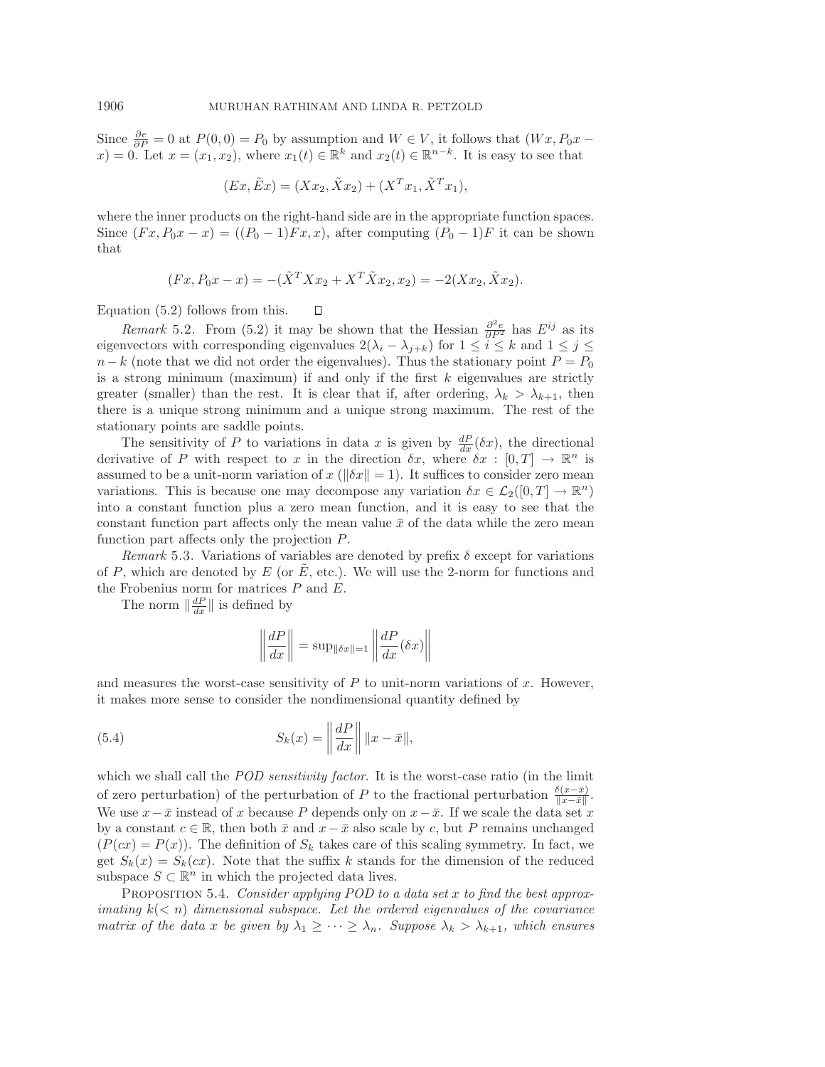Since $\frac{\partial e}{\partial P} = 0$ at $P(0,0) = P_0$ by assumption and $W \in V$, it follows that $(Wx, P_0 x - x) = 0$. Let $x = (x_1, x_2)$, where $x_1(t) \in \mathbb{R}^k$ and $x_2(t) \in \mathbb{R}^{n-k}$. It is easy to see that

$$(Ex, \tilde{E}x) = (Xx_2, \tilde{X}x_2) + (X^T x_1, \tilde{X}^T x_1),$$

where the inner products on the right-hand side are in the appropriate function spaces. Since $(Fx, P_0 x - x) = ((P_0 - 1)Fx, x)$, after computing $(P_0 - 1)F$ it can be shown that

$$(Fx, P_0 x - x) = -(\tilde{X}^T X x_2 + X^T \tilde{X} x_2, x_2) = -2(Xx_2, \tilde{X}x_2).$$

Equation (5.2) follows from this. □

*Remark* 5.2. From (5.2) it may be shown that the Hessian $\frac{\partial^2 e}{\partial P^2}$ has $E^{ij}$ as its eigenvectors with corresponding eigenvalues $2(\lambda_i - \lambda_{j+k})$ for $1 \le i \le k$ and $1 \le j \le n-k$ (note that we did not order the eigenvalues). Thus the stationary point $P = P_0$ is a strong minimum (maximum) if and only if the first $k$ eigenvalues are strictly greater (smaller) than the rest. It is clear that if, after ordering, $\lambda_k > \lambda_{k+1}$, then there is a unique strong minimum and a unique strong maximum. The rest of the stationary points are saddle points.

The sensitivity of $P$ to variations in data $x$ is given by $\frac{dP}{dx}(\delta x)$, the directional derivative of $P$ with respect to $x$ in the direction $\delta x$, where $\delta x : [0,T] \to \mathbb{R}^n$ is assumed to be a unit-norm variation of $x$ ($\|\delta x\| = 1$). It suffices to consider zero mean variations. This is because one may decompose any variation $\delta x \in \mathcal{L}_2([0,T] \to \mathbb{R}^n)$ into a constant function plus a zero mean function, and it is easy to see that the constant function part affects only the mean value $\bar{x}$ of the data while the zero mean function part affects only the projection $P$.

*Remark* 5.3. Variations of variables are denoted by prefix $\delta$ except for variations of $P$, which are denoted by $E$ (or $\tilde{E}$, etc.). We will use the 2-norm for functions and the Frobenius norm for matrices $P$ and $E$.

The norm $\|\frac{dP}{dx}\|$ is defined by

$$\left\| \frac{dP}{dx} \right\| = \sup_{\|\delta x\| = 1} \left\| \frac{dP}{dx}(\delta x) \right\|$$

and measures the worst-case sensitivity of $P$ to unit-norm variations of $x$. However, it makes more sense to consider the nondimensional quantity defined by

$$S_k(x) = \left\| \frac{dP}{dx} \right\| \|x - \bar{x}\|, \tag{5.4}$$

which we shall call the *POD sensitivity factor*. It is the worst-case ratio (in the limit of zero perturbation) of the perturbation of $P$ to the fractional perturbation $\frac{\delta(x-\bar{x})}{\|x-\bar{x}\|}$. We use $x - \bar{x}$ instead of $x$ because $P$ depends only on $x - \bar{x}$. If we scale the data set $x$ by a constant $c \in \mathbb{R}$, then both $\bar{x}$ and $x - \bar{x}$ also scale by $c$, but $P$ remains unchanged ($P(cx) = P(x)$). The definition of $S_k$ takes care of this scaling symmetry. In fact, we get $S_k(x) = S_k(cx)$. Note that the suffix $k$ stands for the dimension of the reduced subspace $S \subset \mathbb{R}^n$ in which the projected data lives.

PROPOSITION 5.4. *Consider applying POD to a data set $x$ to find the best approximating $k(< n)$ dimensional subspace. Let the ordered eigenvalues of the covariance matrix of the data $x$ be given by $\lambda_1 \ge \cdots \ge \lambda_n$. Suppose $\lambda_k > \lambda_{k+1}$, which ensures*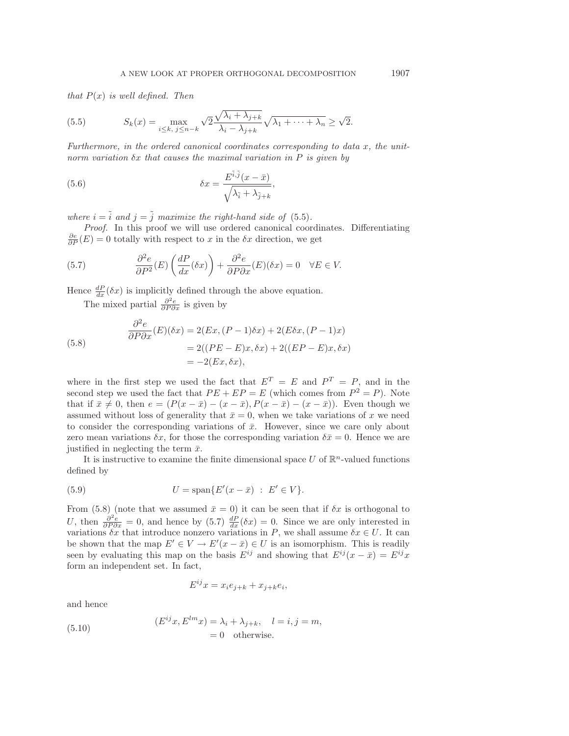*that $P(x)$ is well defined. Then*

$$S_k(x) = \max_{i \leq k,\, j \leq n-k} \sqrt{2}\frac{\sqrt{\lambda_i + \lambda_{j+k}}}{\lambda_i - \lambda_{j+k}} \sqrt{\lambda_1 + \cdots + \lambda_n} \geq \sqrt{2}. \tag{5.5}$$

*Furthermore, in the ordered canonical coordinates corresponding to data $x$, the unit-norm variation $\delta x$ that causes the maximal variation in $P$ is given by*

$$\delta x = \frac{E^{\tilde{i},\tilde{j}}(x - \bar{x})}{\sqrt{\lambda_{\tilde{i}} + \lambda_{\tilde{j}+k}}}, \tag{5.6}$$

*where $i = \tilde{i}$ and $j = \tilde{j}$ maximize the right-hand side of* (5.5).

*Proof.* In this proof we will use ordered canonical coordinates. Differentiating $\frac{\partial e}{\partial P}(E) = 0$ totally with respect to $x$ in the $\delta x$ direction, we get

$$\frac{\partial^2 e}{\partial P^2}(E)\left(\frac{dP}{dx}(\delta x)\right) + \frac{\partial^2 e}{\partial P \partial x}(E)(\delta x) = 0 \quad \forall E \in V. \tag{5.7}$$

Hence $\frac{dP}{dx}(\delta x)$ is implicitly defined through the above equation.

The mixed partial $\frac{\partial^2 e}{\partial P \partial x}$ is given by

$$\begin{aligned} \frac{\partial^2 e}{\partial P \partial x}(E)(\delta x) &= 2(Ex, (P-1)\delta x) + 2(E\delta x, (P-1)x) \\ &= 2((PE - E)x, \delta x) + 2((EP - E)x, \delta x) \\ &= -2(Ex, \delta x), \end{aligned} \tag{5.8}$$

where in the first step we used the fact that $E^T = E$ and $P^T = P$, and in the second step we used the fact that $PE + EP = E$ (which comes from $P^2 = P$). Note that if $\bar{x} \neq 0$, then $e = (P(x - \bar{x}) - (x - \bar{x}), P(x - \bar{x}) - (x - \bar{x}))$. Even though we assumed without loss of generality that $\bar{x} = 0$, when we take variations of $x$ we need to consider the corresponding variations of $\bar{x}$. However, since we care only about zero mean variations $\delta x$, for those the corresponding variation $\delta \bar{x} = 0$. Hence we are justified in neglecting the term $\bar{x}$.

It is instructive to examine the finite dimensional space $U$ of $\mathbb{R}^n$-valued functions defined by

$$U = \operatorname{span}\{E'(x - \bar{x}) \;:\; E' \in V\}. \tag{5.9}$$

From (5.8) (note that we assumed $\bar{x} = 0$) it can be seen that if $\delta x$ is orthogonal to $U$, then $\frac{\partial^2 e}{\partial P \partial x} = 0$, and hence by (5.7) $\frac{dP}{dx}(\delta x) = 0$. Since we are only interested in variations $\delta x$ that introduce nonzero variations in $P$, we shall assume $\delta x \in U$. It can be shown that the map $E' \in V \to E'(x - \bar{x}) \in U$ is an isomorphism. This is readily seen by evaluating this map on the basis $E^{ij}$ and showing that $E^{ij}(x - \bar{x}) = E^{ij}x$ form an independent set. In fact,

$$E^{ij}x = x_i e_{j+k} + x_{j+k} e_i,$$

and hence

$$\begin{aligned} (E^{ij}x, E^{lm}x) &= \lambda_i + \lambda_{j+k}, \quad l = i, j = m, \\ &= 0 \quad \text{otherwise.} \end{aligned} \tag{5.10}$$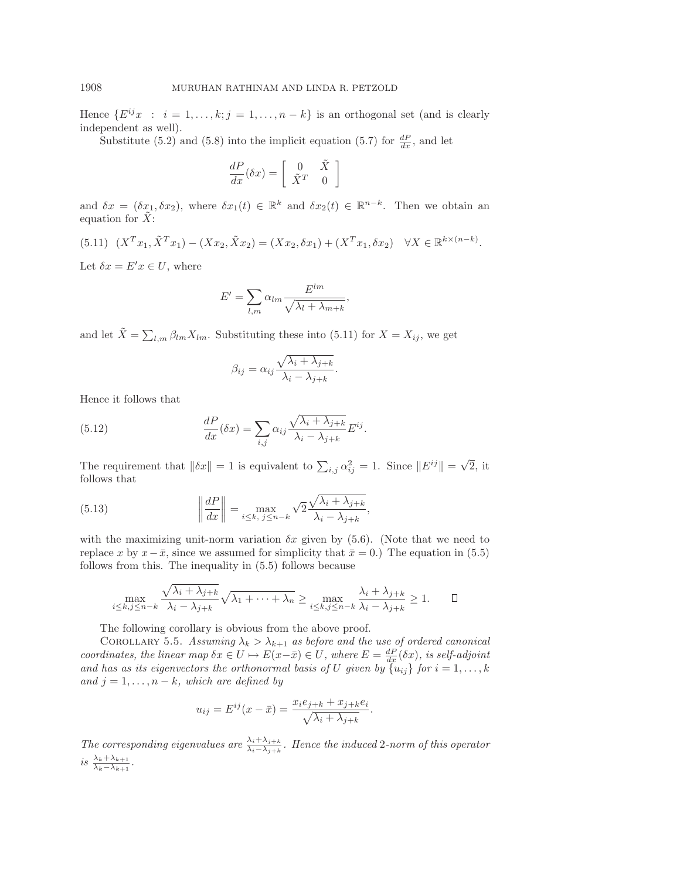Hence $\{E^{ij}x \;:\; i = 1, \ldots, k; j = 1, \ldots, n-k\}$ is an orthogonal set (and is clearly independent as well).

Substitute (5.2) and (5.8) into the implicit equation (5.7) for $\frac{dP}{dx}$, and let

$$\frac{dP}{dx}(\delta x) = \begin{bmatrix} 0 & \tilde{X} \\ \tilde{X}^T & 0 \end{bmatrix}$$

and $\delta x = (\delta x_1, \delta x_2)$, where $\delta x_1(t) \in \mathbb{R}^k$ and $\delta x_2(t) \in \mathbb{R}^{n-k}$. Then we obtain an equation for $\tilde{X}$:

$$(X^T x_1, \tilde{X}^T x_1) - (X x_2, \tilde{X} x_2) = (X x_2, \delta x_1) + (X^T x_1, \delta x_2) \quad \forall X \in \mathbb{R}^{k \times (n-k)}. \tag{5.11}$$

Let $\delta x = E' x \in U$, where

$$E' = \sum_{l,m} \alpha_{lm} \frac{E^{lm}}{\sqrt{\lambda_l + \lambda_{m+k}}},$$

and let $\tilde{X} = \sum_{l,m} \beta_{lm} X_{lm}$. Substituting these into (5.11) for $X = X_{ij}$, we get

$$\beta_{ij} = \alpha_{ij} \frac{\sqrt{\lambda_i + \lambda_{j+k}}}{\lambda_i - \lambda_{j+k}}.$$

Hence it follows that

$$\frac{dP}{dx}(\delta x) = \sum_{i,j} \alpha_{ij} \frac{\sqrt{\lambda_i + \lambda_{j+k}}}{\lambda_i - \lambda_{j+k}} E^{ij}. \tag{5.12}$$

The requirement that $\|\delta x\| = 1$ is equivalent to $\sum_{i,j} \alpha_{ij}^2 = 1$. Since $\|E^{ij}\| = \sqrt{2}$, it follows that

$$\left\| \frac{dP}{dx} \right\| = \max_{i \leq k,\, j \leq n-k} \sqrt{2} \frac{\sqrt{\lambda_i + \lambda_{j+k}}}{\lambda_i - \lambda_{j+k}}, \tag{5.13}$$

with the maximizing unit-norm variation $\delta x$ given by (5.6). (Note that we need to replace $x$ by $x - \bar{x}$, since we assumed for simplicity that $\bar{x} = 0$.) The equation in (5.5) follows from this. The inequality in (5.5) follows because

$$\max_{i \leq k, j \leq n-k} \frac{\sqrt{\lambda_i + \lambda_{j+k}}}{\lambda_i - \lambda_{j+k}} \sqrt{\lambda_1 + \cdots + \lambda_n} \geq \max_{i \leq k, j \leq n-k} \frac{\lambda_i + \lambda_{j+k}}{\lambda_i - \lambda_{j+k}} \geq 1. \qquad \square$$

The following corollary is obvious from the above proof.

COROLLARY 5.5. *Assuming $\lambda_k > \lambda_{k+1}$ as before and the use of ordered canonical coordinates, the linear map $\delta x \in U \mapsto E(x - \bar{x}) \in U$, where $E = \frac{dP}{dx}(\delta x)$, is self-adjoint and has as its eigenvectors the orthonormal basis of $U$ given by $\{u_{ij}\}$ for $i = 1, \ldots, k$ and $j = 1, \ldots, n-k$, which are defined by*

$$u_{ij} = E^{ij}(x - \bar{x}) = \frac{x_i e_{j+k} + x_{j+k} e_i}{\sqrt{\lambda_i + \lambda_{j+k}}}.$$

*The corresponding eigenvalues are $\frac{\lambda_i + \lambda_{j+k}}{\lambda_i - \lambda_{j+k}}$. Hence the induced 2-norm of this operator is $\frac{\lambda_k + \lambda_{k+1}}{\lambda_k - \lambda_{k+1}}$.*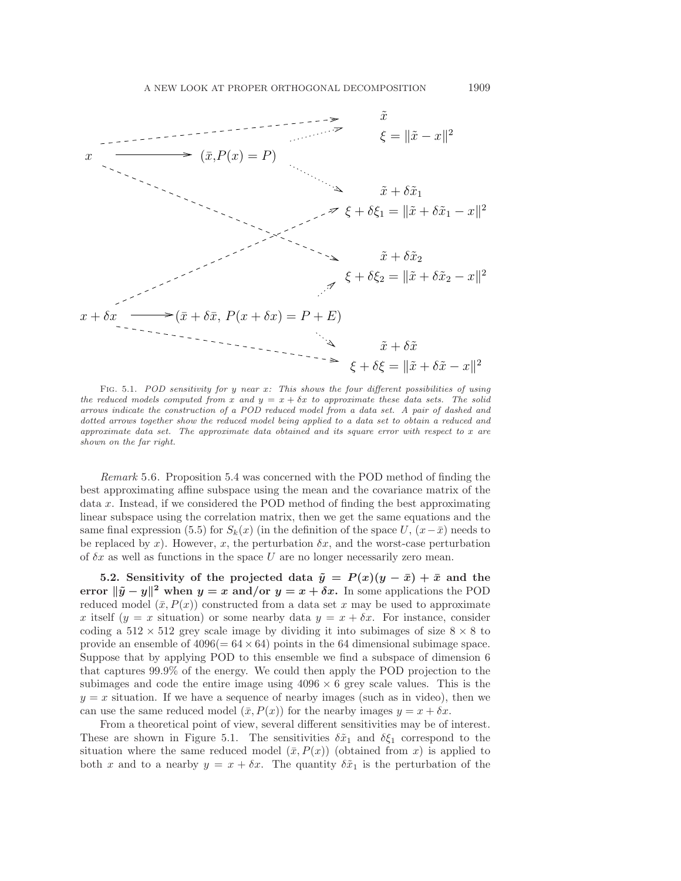$x \longrightarrow (\bar{x}, P(x) = P)$

$\tilde{x}$, $\xi = \|\tilde{x} - x\|^2$

$\tilde{x} + \delta\tilde{x}_1$, $\xi + \delta\xi_1 = \|\tilde{x} + \delta\tilde{x}_1 - x\|^2$

$\tilde{x} + \delta\tilde{x}_2$, $\xi + \delta\xi_2 = \|\tilde{x} + \delta\tilde{x}_2 - x\|^2$

$x + \delta x \longrightarrow (\bar{x} + \delta\bar{x},\ P(x + \delta x) = P + E)$

$\tilde{x} + \delta\tilde{x}$, $\xi + \delta\xi = \|\tilde{x} + \delta\tilde{x} - x\|^2$

Fig. 5.1. *POD sensitivity for y near x: This shows the four different possibilities of using the reduced models computed from x and $y = x + \delta x$ to approximate these data sets. The solid arrows indicate the construction of a POD reduced model from a data set. A pair of dashed and dotted arrows together show the reduced model being applied to a data set to obtain a reduced and approximate data set. The approximate data obtained and its square error with respect to x are shown on the far right.*

*Remark* 5.6. Proposition 5.4 was concerned with the POD method of finding the best approximating affine subspace using the mean and the covariance matrix of the data $x$. Instead, if we considered the POD method of finding the best approximating linear subspace using the correlation matrix, then we get the same equations and the same final expression (5.5) for $S_k(x)$ (in the definition of the space $U$, $(x - \bar{x})$ needs to be replaced by $x$). However, $x$, the perturbation $\delta x$, and the worst-case perturbation of $\delta x$ as well as functions in the space $U$ are no longer necessarily zero mean.

**5.2. Sensitivity of the projected data $\tilde{y} = P(x)(y - \bar{x}) + \bar{x}$ and the error $\|\tilde{y} - y\|^2$ when $y = x$ and/or $y = x + \delta x$.** In some applications the POD reduced model $(\bar{x}, P(x))$ constructed from a data set $x$ may be used to approximate $x$ itself ($y = x$ situation) or some nearby data $y = x + \delta x$. For instance, consider coding a $512 \times 512$ grey scale image by dividing it into subimages of size $8 \times 8$ to provide an ensemble of $4096 (= 64 \times 64)$ points in the 64 dimensional subimage space. Suppose that by applying POD to this ensemble we find a subspace of dimension 6 that captures 99.9% of the energy. We could then apply the POD projection to the subimages and code the entire image using $4096 \times 6$ grey scale values. This is the $y = x$ situation. If we have a sequence of nearby images (such as in video), then we can use the same reduced model $(\bar{x}, P(x))$ for the nearby images $y = x + \delta x$.

From a theoretical point of view, several different sensitivities may be of interest. These are shown in Figure 5.1. The sensitivities $\delta\tilde{x}_1$ and $\delta\xi_1$ correspond to the situation where the same reduced model $(\bar{x}, P(x))$ (obtained from $x$) is applied to both $x$ and to a nearby $y = x + \delta x$. The quantity $\delta\tilde{x}_1$ is the perturbation of the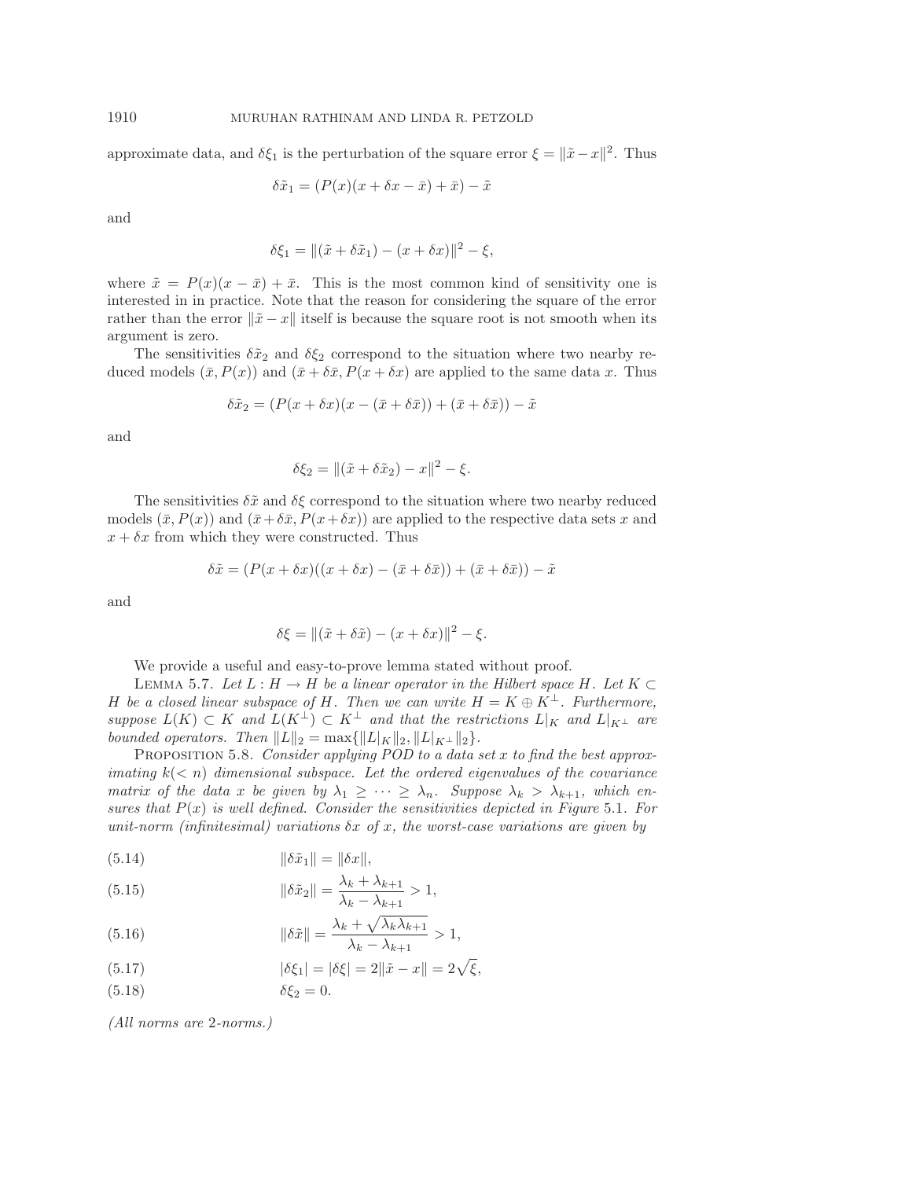approximate data, and $\delta\xi_1$ is the perturbation of the square error $\xi = \|\tilde{x} - x\|^2$. Thus

$$\delta\tilde{x}_1 = (P(x)(x + \delta x - \bar{x}) + \bar{x}) - \tilde{x}$$

and

$$\delta\xi_1 = \|(\tilde{x} + \delta\tilde{x}_1) - (x + \delta x)\|^2 - \xi,$$

where $\tilde{x} = P(x)(x - \bar{x}) + \bar{x}$. This is the most common kind of sensitivity one is interested in in practice. Note that the reason for considering the square of the error rather than the error $\|\tilde{x} - x\|$ itself is because the square root is not smooth when its argument is zero.

The sensitivities $\delta\tilde{x}_2$ and $\delta\xi_2$ correspond to the situation where two nearby reduced models $(\bar{x}, P(x))$ and $(\bar{x} + \delta\bar{x}, P(x + \delta x))$ are applied to the same data $x$. Thus

$$\delta\tilde{x}_2 = (P(x + \delta x)(x - (\bar{x} + \delta\bar{x})) + (\bar{x} + \delta\bar{x})) - \tilde{x}$$

and

$$\delta\xi_2 = \|(\tilde{x} + \delta\tilde{x}_2) - x\|^2 - \xi.$$

The sensitivities $\delta\tilde{x}$ and $\delta\xi$ correspond to the situation where two nearby reduced models $(\bar{x}, P(x))$ and $(\bar{x} + \delta\bar{x}, P(x + \delta x))$ are applied to the respective data sets $x$ and $x + \delta x$ from which they were constructed. Thus

$$\delta\tilde{x} = (P(x + \delta x)((x + \delta x) - (\bar{x} + \delta\bar{x})) + (\bar{x} + \delta\bar{x})) - \tilde{x}$$

and

$$\delta\xi = \|(\tilde{x} + \delta\tilde{x}) - (x + \delta x)\|^2 - \xi.$$

We provide a useful and easy-to-prove lemma stated without proof.

LEMMA 5.7. *Let $L : H \to H$ be a linear operator in the Hilbert space $H$. Let $K \subset H$ be a closed linear subspace of $H$. Then we can write $H = K \oplus K^{\perp}$. Furthermore, suppose $L(K) \subset K$ and $L(K^{\perp}) \subset K^{\perp}$ and that the restrictions $L|_K$ and $L|_{K^{\perp}}$ are bounded operators. Then $\|L\|_2 = \max\{\|L|_K\|_2, \|L|_{K^{\perp}}\|_2\}$.*

PROPOSITION 5.8. *Consider applying POD to a data set $x$ to find the best approximating $k (< n)$ dimensional subspace. Let the ordered eigenvalues of the covariance matrix of the data $x$ be given by $\lambda_1 \geq \cdots \geq \lambda_n$. Suppose $\lambda_k > \lambda_{k+1}$, which ensures that $P(x)$ is well defined. Consider the sensitivities depicted in Figure 5.1. For unit-norm (infinitesimal) variations $\delta x$ of $x$, the worst-case variations are given by*

$$\|\delta\tilde{x}_1\| = \|\delta x\|, \tag{5.14}$$

$$\|\delta\tilde{x}_2\| = \frac{\lambda_k + \lambda_{k+1}}{\lambda_k - \lambda_{k+1}} > 1, \tag{5.15}$$

$$\|\delta\tilde{x}\| = \frac{\lambda_k + \sqrt{\lambda_k \lambda_{k+1}}}{\lambda_k - \lambda_{k+1}} > 1, \tag{5.16}$$

$$|\delta\xi_1| = |\delta\xi| = 2\|\tilde{x} - x\| = 2\sqrt{\xi}, \tag{5.17}$$

$$\delta\xi_2 = 0. \tag{5.18}$$

*(All norms are 2-norms.)*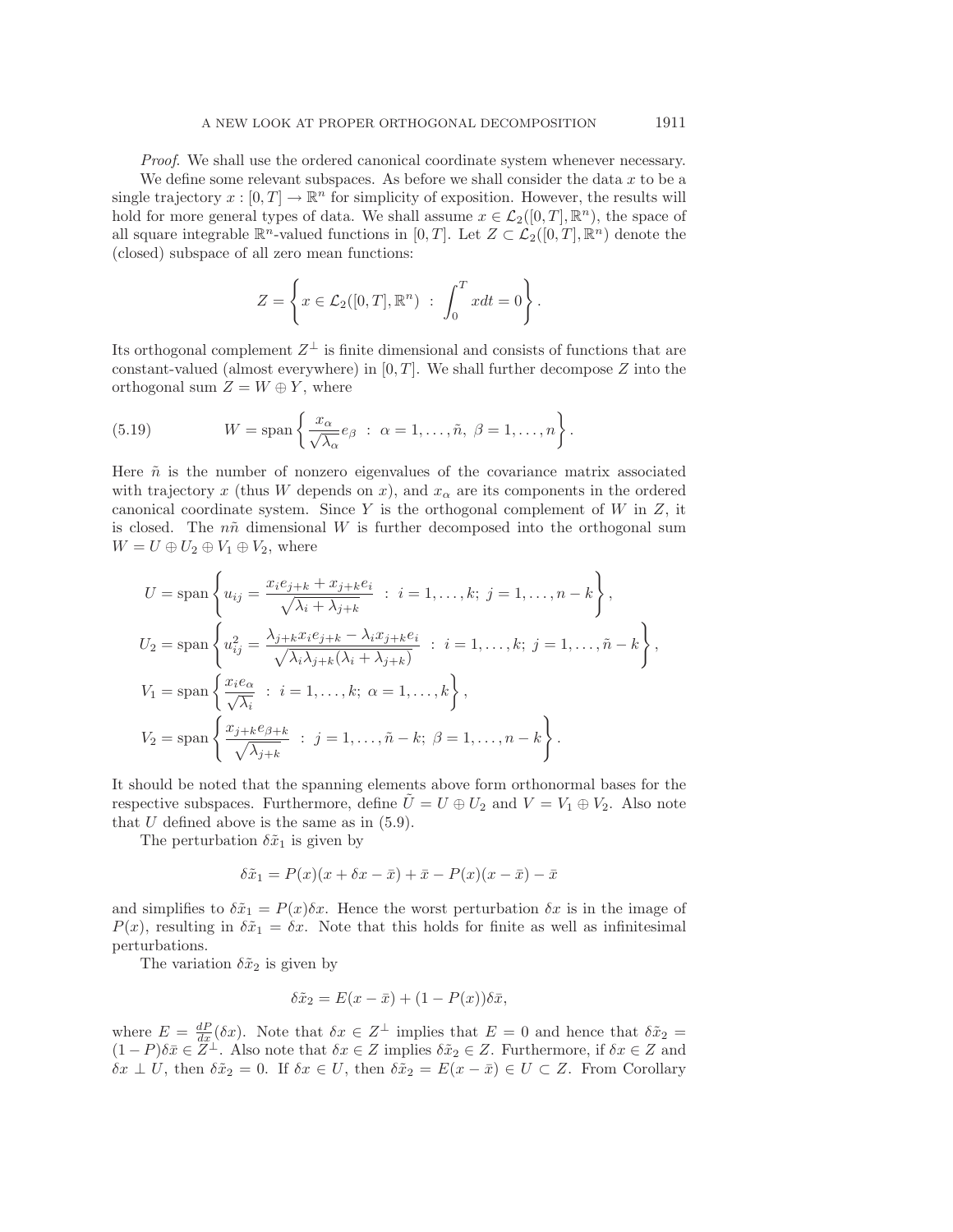*Proof*. We shall use the ordered canonical coordinate system whenever necessary.

We define some relevant subspaces. As before we shall consider the data $x$ to be a single trajectory $x : [0, T] \to \mathbb{R}^n$ for simplicity of exposition. However, the results will hold for more general types of data. We shall assume $x \in \mathcal{L}_2([0, T], \mathbb{R}^n)$, the space of all square integrable $\mathbb{R}^n$-valued functions in $[0, T]$. Let $Z \subset \mathcal{L}_2([0, T], \mathbb{R}^n)$ denote the (closed) subspace of all zero mean functions:

$$Z = \left\{ x \in \mathcal{L}_2([0, T], \mathbb{R}^n) \ : \ \int_0^T x dt = 0 \right\}.$$

Its orthogonal complement $Z^\perp$ is finite dimensional and consists of functions that are constant-valued (almost everywhere) in $[0, T]$. We shall further decompose $Z$ into the orthogonal sum $Z = W \oplus Y$, where

$$W = \operatorname{span} \left\{ \frac{x_\alpha}{\sqrt{\lambda_\alpha}} e_\beta \ : \ \alpha = 1, \ldots, \tilde{n}, \ \beta = 1, \ldots, n \right\}. \tag{5.19}$$

Here $\tilde{n}$ is the number of nonzero eigenvalues of the covariance matrix associated with trajectory $x$ (thus $W$ depends on $x$), and $x_\alpha$ are its components in the ordered canonical coordinate system. Since $Y$ is the orthogonal complement of $W$ in $Z$, it is closed. The $n\tilde{n}$ dimensional $W$ is further decomposed into the orthogonal sum $W = U \oplus U_2 \oplus V_1 \oplus V_2$, where

$$U = \operatorname{span} \left\{ u_{ij} = \frac{x_i e_{j+k} + x_{j+k} e_i}{\sqrt{\lambda_i + \lambda_{j+k}}} \ : \ i = 1, \ldots, k; \ j = 1, \ldots, n - k \right\},$$

$$U_2 = \operatorname{span} \left\{ u_{ij}^2 = \frac{\lambda_{j+k} x_i e_{j+k} - \lambda_i x_{j+k} e_i}{\sqrt{\lambda_i \lambda_{j+k} (\lambda_i + \lambda_{j+k})}} \ : \ i = 1, \ldots, k; \ j = 1, \ldots, \tilde{n} - k \right\},$$

$$V_1 = \operatorname{span} \left\{ \frac{x_i e_\alpha}{\sqrt{\lambda_i}} \ : \ i = 1, \ldots, k; \ \alpha = 1, \ldots, k \right\},$$

$$V_2 = \operatorname{span} \left\{ \frac{x_{j+k} e_{\beta+k}}{\sqrt{\lambda_{j+k}}} \ : \ j = 1, \ldots, \tilde{n} - k; \ \beta = 1, \ldots, n - k \right\}.$$

It should be noted that the spanning elements above form orthonormal bases for the respective subspaces. Furthermore, define $\tilde{U} = U \oplus U_2$ and $V = V_1 \oplus V_2$. Also note that $U$ defined above is the same as in (5.9).

The perturbation $\delta\tilde{x}_1$ is given by

$$\delta\tilde{x}_1 = P(x)(x + \delta x - \bar{x}) + \bar{x} - P(x)(x - \bar{x}) - \bar{x}$$

and simplifies to $\delta\tilde{x}_1 = P(x)\delta x$. Hence the worst perturbation $\delta x$ is in the image of $P(x)$, resulting in $\delta\tilde{x}_1 = \delta x$. Note that this holds for finite as well as infinitesimal perturbations.

The variation $\delta\tilde{x}_2$ is given by

$$\delta\tilde{x}_2 = E(x - \bar{x}) + (1 - P(x))\delta\bar{x},$$

where $E = \frac{dP}{dx}(\delta x)$. Note that $\delta x \in Z^\perp$ implies that $E = 0$ and hence that $\delta\tilde{x}_2 = (1 - P)\delta\bar{x} \in Z^\perp$. Also note that $\delta x \in Z$ implies $\delta\tilde{x}_2 \in Z$. Furthermore, if $\delta x \in Z$ and $\delta x \perp U$, then $\delta\tilde{x}_2 = 0$. If $\delta x \in U$, then $\delta\tilde{x}_2 = E(x - \bar{x}) \in U \subset Z$. From Corollary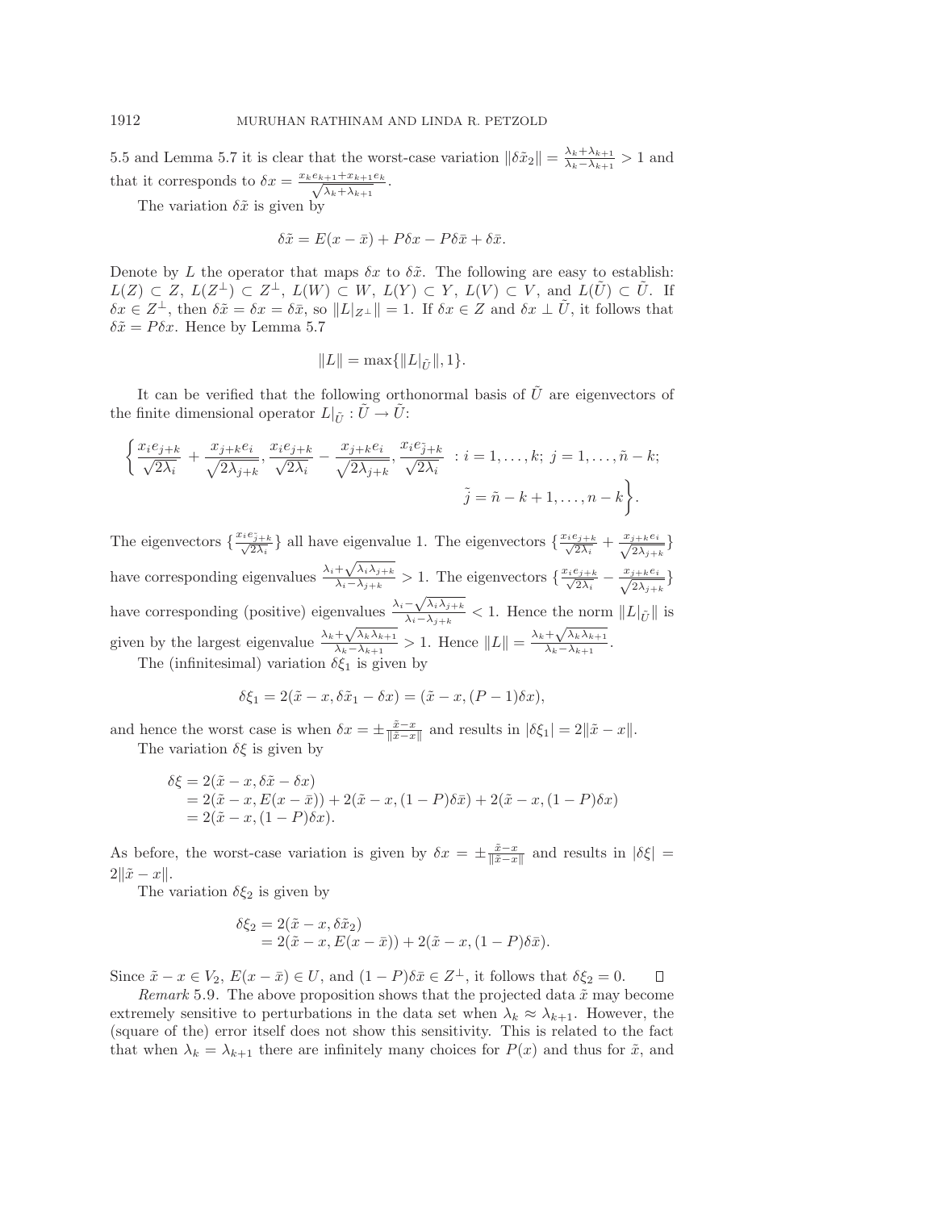5.5 and Lemma 5.7 it is clear that the worst-case variation $\|\delta\tilde{x}_2\| = \frac{\lambda_k+\lambda_{k+1}}{\lambda_k-\lambda_{k+1}} > 1$ and that it corresponds to $\delta x = \frac{x_k e_{k+1} + x_{k+1} e_k}{\sqrt{\lambda_k+\lambda_{k+1}}}$.

The variation $\delta\tilde{x}$ is given by

$$\delta\tilde{x} = E(x - \bar{x}) + P\delta x - P\delta\bar{x} + \delta\bar{x}.$$

Denote by $L$ the operator that maps $\delta x$ to $\delta\tilde{x}$. The following are easy to establish: $L(Z) \subset Z$, $L(Z^\perp) \subset Z^\perp$, $L(W) \subset W$, $L(Y) \subset Y$, $L(V) \subset V$, and $L(\tilde{U}) \subset \tilde{U}$. If $\delta x \in Z^\perp$, then $\delta\tilde{x} = \delta x = \delta\bar{x}$, so $\|L|_{Z^\perp}\| = 1$. If $\delta x \in Z$ and $\delta x \perp \tilde{U}$, it follows that $\delta\tilde{x} = P\delta x$. Hence by Lemma 5.7

$$\|L\| = \max\{\|L|_{\tilde{U}}\|, 1\}.$$

It can be verified that the following orthonormal basis of $\tilde{U}$ are eigenvectors of the finite dimensional operator $L|_{\tilde{U}} : \tilde{U} \to \tilde{U}$:

$$\left\{ \frac{x_i e_{j+k}}{\sqrt{2\lambda_i}} + \frac{x_{j+k} e_i}{\sqrt{2\lambda_{j+k}}}, \frac{x_i e_{j+k}}{\sqrt{2\lambda_i}} - \frac{x_{j+k} e_i}{\sqrt{2\lambda_{j+k}}}, \frac{x_i e_{\tilde{j}+k}}{\sqrt{2\lambda_i}} \; : i = 1, \dots, k;\; j = 1, \dots, \tilde{n} - k; \; \tilde{j} = \tilde{n} - k + 1, \dots, n - k \right\}.$$

The eigenvectors $\{\frac{x_i e_{\tilde{j}+k}}{\sqrt{2\lambda_i}}\}$ all have eigenvalue 1. The eigenvectors $\{\frac{x_i e_{j+k}}{\sqrt{2\lambda_i}} + \frac{x_{j+k} e_i}{\sqrt{2\lambda_{j+k}}}\}$ have corresponding eigenvalues $\frac{\lambda_i + \sqrt{\lambda_i \lambda_{j+k}}}{\lambda_i - \lambda_{j+k}} > 1$. The eigenvectors $\{\frac{x_i e_{j+k}}{\sqrt{2\lambda_i}} - \frac{x_{j+k} e_i}{\sqrt{2\lambda_{j+k}}}\}$ have corresponding (positive) eigenvalues $\frac{\lambda_i - \sqrt{\lambda_i \lambda_{j+k}}}{\lambda_i - \lambda_{j+k}} < 1$. Hence the norm $\|L|_{\tilde{U}}\|$ is given by the largest eigenvalue $\frac{\lambda_k + \sqrt{\lambda_k \lambda_{k+1}}}{\lambda_k - \lambda_{k+1}} > 1$. Hence $\|L\| = \frac{\lambda_k + \sqrt{\lambda_k \lambda_{k+1}}}{\lambda_k - \lambda_{k+1}}$.

The (infinitesimal) variation $\delta\xi_1$ is given by

$$\delta\xi_1 = 2(\tilde{x} - x, \delta\tilde{x}_1 - \delta x) = (\tilde{x} - x, (P - 1)\delta x),$$

and hence the worst case is when $\delta x = \pm\frac{\tilde{x}-x}{\|\tilde{x}-x\|}$ and results in $|\delta\xi_1| = 2\|\tilde{x} - x\|$.

The variation $\delta\xi$ is given by

$$\begin{aligned}
\delta\xi &= 2(\tilde{x} - x, \delta\tilde{x} - \delta x) \\
&= 2(\tilde{x} - x, E(x - \bar{x})) + 2(\tilde{x} - x, (1 - P)\delta\bar{x}) + 2(\tilde{x} - x, (1 - P)\delta x) \\
&= 2(\tilde{x} - x, (1 - P)\delta x).
\end{aligned}$$

As before, the worst-case variation is given by $\delta x = \pm\frac{\tilde{x}-x}{\|\tilde{x}-x\|}$ and results in $|\delta\xi| = 2\|\tilde{x} - x\|$.

The variation $\delta\xi_2$ is given by

$$\begin{aligned}
\delta\xi_2 &= 2(\tilde{x} - x, \delta\tilde{x}_2) \\
&= 2(\tilde{x} - x, E(x - \bar{x})) + 2(\tilde{x} - x, (1 - P)\delta\bar{x}).
\end{aligned}$$

Since $\tilde{x} - x \in V_2$, $E(x - \bar{x}) \in U$, and $(1 - P)\delta\bar{x} \in Z^\perp$, it follows that $\delta\xi_2 = 0$. $\square$

*Remark* 5.9. The above proposition shows that the projected data $\tilde{x}$ may become extremely sensitive to perturbations in the data set when $\lambda_k \approx \lambda_{k+1}$. However, the (square of the) error itself does not show this sensitivity. This is related to the fact that when $\lambda_k = \lambda_{k+1}$ there are infinitely many choices for $P(x)$ and thus for $\tilde{x}$, and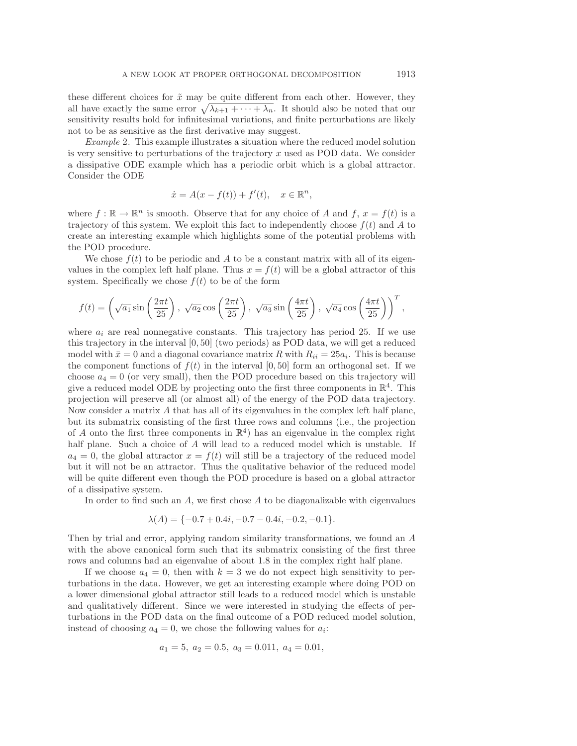these different choices for $\tilde{x}$ may be quite different from each other. However, they all have exactly the same error $\sqrt{\lambda_{k+1} + \cdots + \lambda_n}$. It should also be noted that our sensitivity results hold for infinitesimal variations, and finite perturbations are likely not to be as sensitive as the first derivative may suggest.

*Example* 2. This example illustrates a situation where the reduced model solution is very sensitive to perturbations of the trajectory $x$ used as POD data. We consider a dissipative ODE example which has a periodic orbit which is a global attractor. Consider the ODE

$$\dot{x} = A(x - f(t)) + f'(t), \quad x \in \mathbb{R}^n,$$

where $f : \mathbb{R} \to \mathbb{R}^n$ is smooth. Observe that for any choice of $A$ and $f$, $x = f(t)$ is a trajectory of this system. We exploit this fact to independently choose $f(t)$ and $A$ to create an interesting example which highlights some of the potential problems with the POD procedure.

We chose $f(t)$ to be periodic and $A$ to be a constant matrix with all of its eigenvalues in the complex left half plane. Thus $x = f(t)$ will be a global attractor of this system. Specifically we chose $f(t)$ to be of the form

$$f(t) = \left( \sqrt{a_1} \sin\left(\frac{2\pi t}{25}\right),\ \sqrt{a_2} \cos\left(\frac{2\pi t}{25}\right),\ \sqrt{a_3} \sin\left(\frac{4\pi t}{25}\right),\ \sqrt{a_4} \cos\left(\frac{4\pi t}{25}\right) \right)^T,$$

where $a_i$ are real nonnegative constants. This trajectory has period 25. If we use this trajectory in the interval $[0, 50]$ (two periods) as POD data, we will get a reduced model with $\bar{x} = 0$ and a diagonal covariance matrix $R$ with $R_{ii} = 25a_i$. This is because the component functions of $f(t)$ in the interval $[0, 50]$ form an orthogonal set. If we choose $a_4 = 0$ (or very small), then the POD procedure based on this trajectory will give a reduced model ODE by projecting onto the first three components in $\mathbb{R}^4$. This projection will preserve all (or almost all) of the energy of the POD data trajectory. Now consider a matrix $A$ that has all of its eigenvalues in the complex left half plane, but its submatrix consisting of the first three rows and columns (i.e., the projection of $A$ onto the first three components in $\mathbb{R}^4$) has an eigenvalue in the complex right half plane. Such a choice of $A$ will lead to a reduced model which is unstable. If $a_4 = 0$, the global attractor $x = f(t)$ will still be a trajectory of the reduced model but it will not be an attractor. Thus the qualitative behavior of the reduced model will be quite different even though the POD procedure is based on a global attractor of a dissipative system.

In order to find such an $A$, we first chose $A$ to be diagonalizable with eigenvalues

$$\lambda(A) = \{-0.7 + 0.4i, -0.7 - 0.4i, -0.2, -0.1\}.$$

Then by trial and error, applying random similarity transformations, we found an $A$ with the above canonical form such that its submatrix consisting of the first three rows and columns had an eigenvalue of about 1.8 in the complex right half plane.

If we choose $a_4 = 0$, then with $k = 3$ we do not expect high sensitivity to perturbations in the data. However, we get an interesting example where doing POD on a lower dimensional global attractor still leads to a reduced model which is unstable and qualitatively different. Since we were interested in studying the effects of perturbations in the POD data on the final outcome of a POD reduced model solution, instead of choosing $a_4 = 0$, we chose the following values for $a_i$:

$$a_1 = 5,\ a_2 = 0.5,\ a_3 = 0.011,\ a_4 = 0.01,$$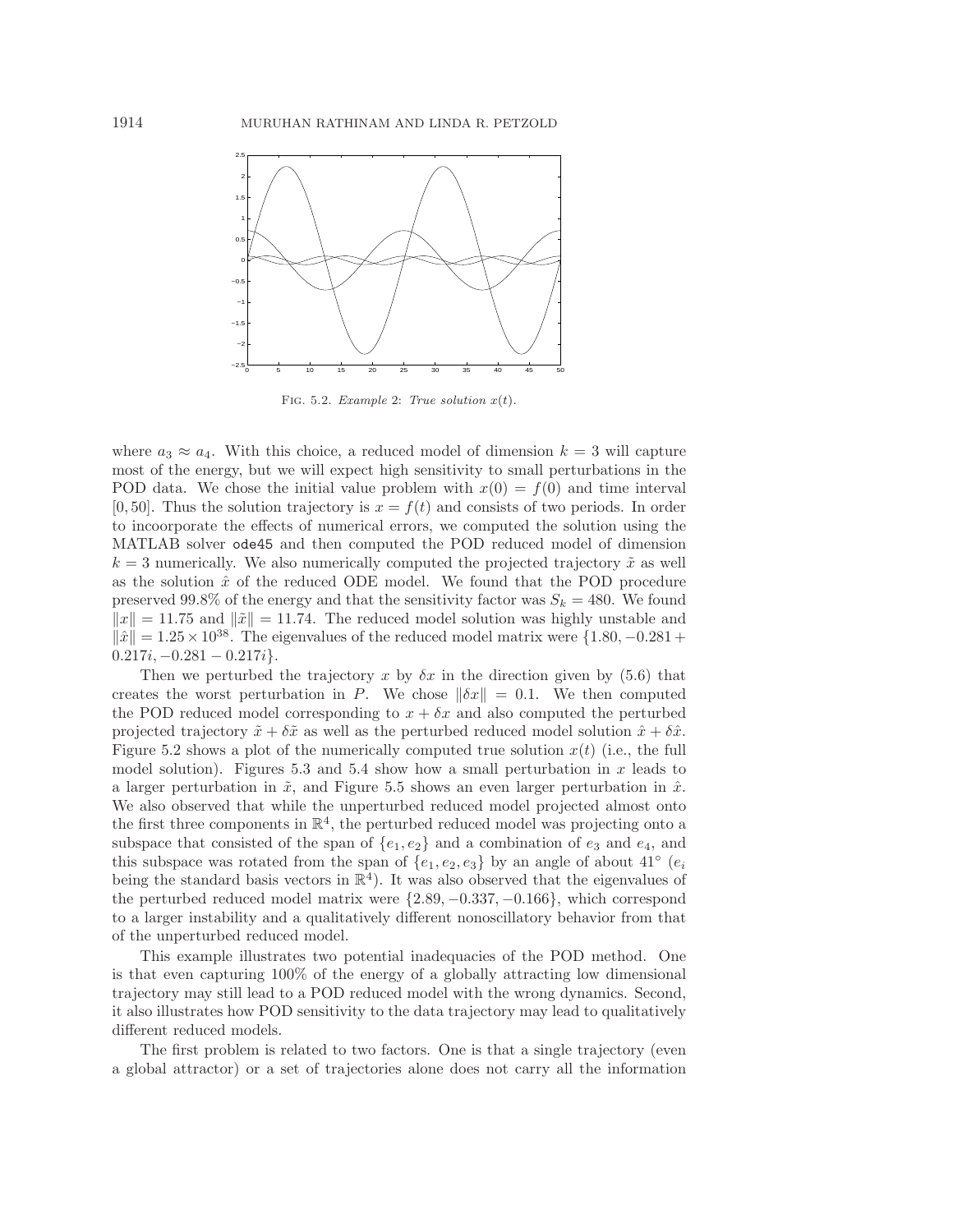FIG. 5.2. *Example* 2: *True solution* $x(t)$.

where $a_3 \approx a_4$. With this choice, a reduced model of dimension $k = 3$ will capture most of the energy, but we will expect high sensitivity to small perturbations in the POD data. We chose the initial value problem with $x(0) = f(0)$ and time interval $[0, 50]$. Thus the solution trajectory is $x = f(t)$ and consists of two periods. In order to incoorporate the effects of numerical errors, we computed the solution using the MATLAB solver `ode45` and then computed the POD reduced model of dimension $k = 3$ numerically. We also numerically computed the projected trajectory $\tilde{x}$ as well as the solution $\hat{x}$ of the reduced ODE model. We found that the POD procedure preserved 99.8% of the energy and that the sensitivity factor was $S_k = 480$. We found $\|x\| = 11.75$ and $\|\tilde{x}\| = 11.74$. The reduced model solution was highly unstable and $\|\hat{x}\| = 1.25 \times 10^{38}$. The eigenvalues of the reduced model matrix were $\{1.80, -0.281 + 0.217i, -0.281 - 0.217i\}$.

Then we perturbed the trajectory $x$ by $\delta x$ in the direction given by (5.6) that creates the worst perturbation in $P$. We chose $\|\delta x\| = 0.1$. We then computed the POD reduced model corresponding to $x + \delta x$ and also computed the perturbed projected trajectory $\tilde{x} + \delta\tilde{x}$ as well as the perturbed reduced model solution $\hat{x} + \delta\hat{x}$. Figure 5.2 shows a plot of the numerically computed true solution $x(t)$ (i.e., the full model solution). Figures 5.3 and 5.4 show how a small perturbation in $x$ leads to a larger perturbation in $\tilde{x}$, and Figure 5.5 shows an even larger perturbation in $\hat{x}$. We also observed that while the unperturbed reduced model projected almost onto the first three components in $\mathbb{R}^4$, the perturbed reduced model was projecting onto a subspace that consisted of the span of $\{e_1, e_2\}$ and a combination of $e_3$ and $e_4$, and this subspace was rotated from the span of $\{e_1, e_2, e_3\}$ by an angle of about 41° ($e_i$ being the standard basis vectors in $\mathbb{R}^4$). It was also observed that the eigenvalues of the perturbed reduced model matrix were $\{2.89, -0.337, -0.166\}$, which correspond to a larger instability and a qualitatively different nonoscillatory behavior from that of the unperturbed reduced model.

This example illustrates two potential inadequacies of the POD method. One is that even capturing 100% of the energy of a globally attracting low dimensional trajectory may still lead to a POD reduced model with the wrong dynamics. Second, it also illustrates how POD sensitivity to the data trajectory may lead to qualitatively different reduced models.

The first problem is related to two factors. One is that a single trajectory (even a global attractor) or a set of trajectories alone does not carry all the information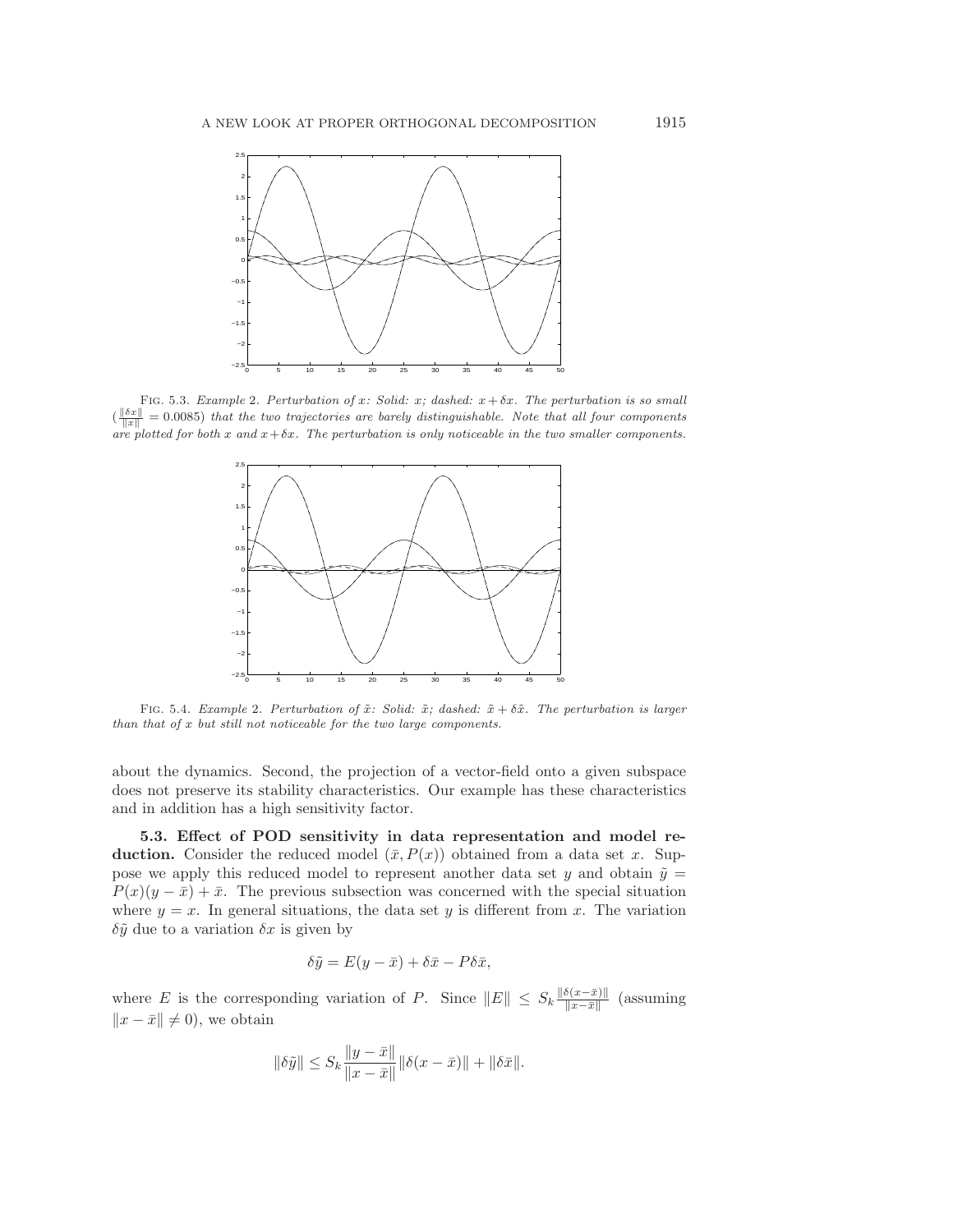FIG. 5.3. *Example 2. Perturbation of $x$: Solid: $x$; dashed: $x + \delta x$. The perturbation is so small ($\frac{\|\delta x\|}{\|x\|} = 0.0085$) that the two trajectories are barely distinguishable. Note that all four components are plotted for both $x$ and $x + \delta x$. The perturbation is only noticeable in the two smaller components.*

FIG. 5.4. *Example 2. Perturbation of $\tilde{x}$: Solid: $\tilde{x}$; dashed: $\tilde{x} + \delta\tilde{x}$. The perturbation is larger than that of $x$ but still not noticeable for the two large components.*

about the dynamics. Second, the projection of a vector-field onto a given subspace does not preserve its stability characteristics. Our example has these characteristics and in addition has a high sensitivity factor.

**5.3. Effect of POD sensitivity in data representation and model reduction.** Consider the reduced model $(\bar{x}, P(x))$ obtained from a data set $x$. Suppose we apply this reduced model to represent another data set $y$ and obtain $\tilde{y} = P(x)(y - \bar{x}) + \bar{x}$. The previous subsection was concerned with the special situation where $y = x$. In general situations, the data set $y$ is different from $x$. The variation $\delta\tilde{y}$ due to a variation $\delta x$ is given by

$$\delta\tilde{y} = E(y - \bar{x}) + \delta\bar{x} - P\delta\bar{x},$$

where $E$ is the corresponding variation of $P$. Since $\|E\| \leq S_k \frac{\|\delta(x-\bar{x})\|}{\|x-\bar{x}\|}$ (assuming $\|x - \bar{x}\| \neq 0$), we obtain

$$\|\delta\tilde{y}\| \leq S_k \frac{\|y - \bar{x}\|}{\|x - \bar{x}\|} \|\delta(x - \bar{x})\| + \|\delta\bar{x}\|.$$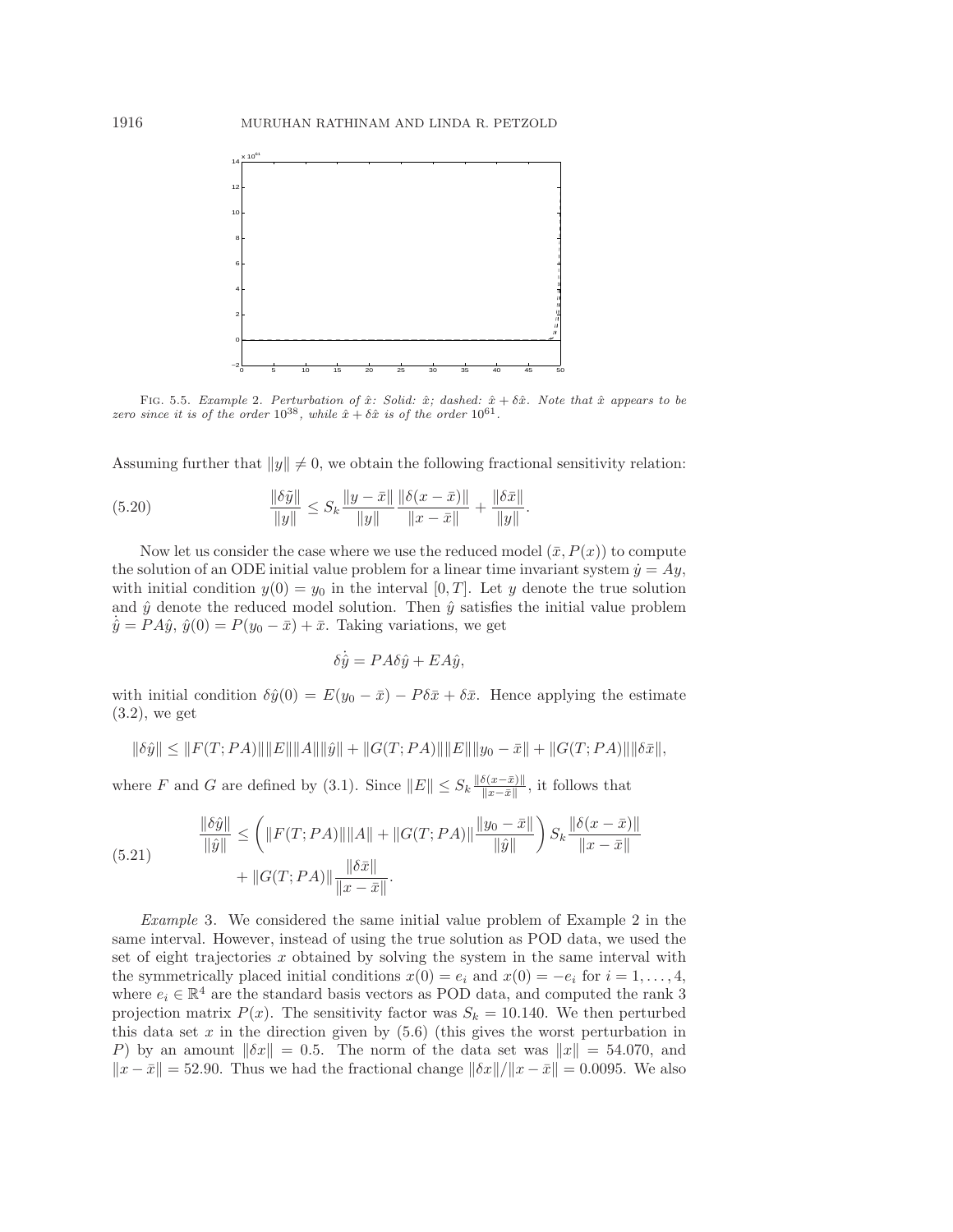FIG. 5.5. *Example 2. Perturbation of $\hat{x}$: Solid: $\hat{x}$; dashed: $\hat{x} + \delta\hat{x}$. Note that $\hat{x}$ appears to be zero since it is of the order $10^{38}$, while $\hat{x} + \delta\hat{x}$ is of the order $10^{61}$.*

Assuming further that $\|y\| \neq 0$, we obtain the following fractional sensitivity relation:

$$\frac{\|\delta\tilde{y}\|}{\|y\|} \leq S_k \frac{\|y - \bar{x}\|}{\|y\|} \frac{\|\delta(x - \bar{x})\|}{\|x - \bar{x}\|} + \frac{\|\delta\bar{x}\|}{\|y\|}. \tag{5.20}$$

Now let us consider the case where we use the reduced model $(\bar{x}, P(x))$ to compute the solution of an ODE initial value problem for a linear time invariant system $\dot{y} = Ay$, with initial condition $y(0) = y_0$ in the interval $[0, T]$. Let $y$ denote the true solution and $\hat{y}$ denote the reduced model solution. Then $\hat{y}$ satisfies the initial value problem $\dot{\hat{y}} = PA\hat{y}$, $\hat{y}(0) = P(y_0 - \bar{x}) + \bar{x}$. Taking variations, we get

$$\delta\dot{\hat{y}} = PA\delta\hat{y} + EA\hat{y},$$

with initial condition $\delta\hat{y}(0) = E(y_0 - \bar{x}) - P\delta\bar{x} + \delta\bar{x}$. Hence applying the estimate (3.2), we get

$$\|\delta\hat{y}\| \leq \|F(T; PA)\|\|E\|\|A\|\|\hat{y}\| + \|G(T; PA)\|\|E\|\|y_0 - \bar{x}\| + \|G(T; PA)\|\|\delta\bar{x}\|,$$

where $F$ and $G$ are defined by (3.1). Since $\|E\| \leq S_k \frac{\|\delta(x-\bar{x})\|}{\|x-\bar{x}\|}$, it follows that

$$\begin{aligned} \frac{\|\delta\hat{y}\|}{\|\hat{y}\|} \leq & \left( \|F(T; PA)\|\|A\| + \|G(T; PA)\| \frac{\|y_0 - \bar{x}\|}{\|\hat{y}\|} \right) S_k \frac{\|\delta(x - \bar{x})\|}{\|x - \bar{x}\|} \\ & + \|G(T; PA)\| \frac{\|\delta\bar{x}\|}{\|x - \bar{x}\|}. \end{aligned} \tag{5.21}$$

*Example* 3. We considered the same initial value problem of Example 2 in the same interval. However, instead of using the true solution as POD data, we used the set of eight trajectories $x$ obtained by solving the system in the same interval with the symmetrically placed initial conditions $x(0) = e_i$ and $x(0) = -e_i$ for $i = 1, \ldots, 4$, where $e_i \in \mathbb{R}^4$ are the standard basis vectors as POD data, and computed the rank 3 projection matrix $P(x)$. The sensitivity factor was $S_k = 10.140$. We then perturbed this data set $x$ in the direction given by (5.6) (this gives the worst perturbation in $P$) by an amount $\|\delta x\| = 0.5$. The norm of the data set was $\|x\| = 54.070$, and $\|x - \bar{x}\| = 52.90$. Thus we had the fractional change $\|\delta x\|/\|x - \bar{x}\| = 0.0095$. We also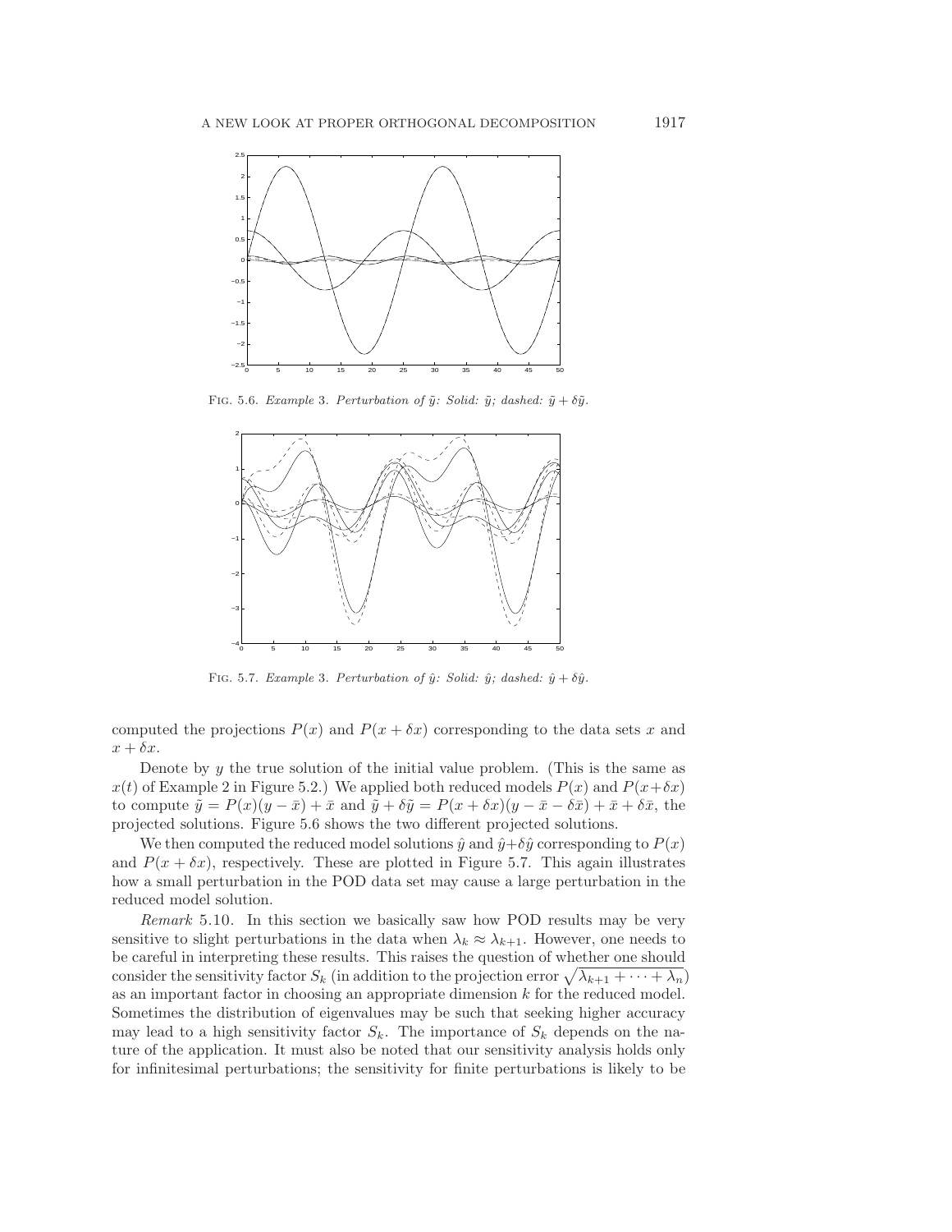FIG. 5.6. *Example* 3. *Perturbation of $\tilde{y}$: Solid: $\tilde{y}$; dashed: $\tilde{y} + \delta\tilde{y}$.*

FIG. 5.7. *Example* 3. *Perturbation of $\hat{y}$: Solid: $\hat{y}$; dashed: $\hat{y} + \delta\hat{y}$.*

computed the projections $P(x)$ and $P(x + \delta x)$ corresponding to the data sets $x$ and $x + \delta x$.

Denote by $y$ the true solution of the initial value problem. (This is the same as $x(t)$ of Example 2 in Figure 5.2.) We applied both reduced models $P(x)$ and $P(x+\delta x)$ to compute $\tilde{y} = P(x)(y - \bar{x}) + \bar{x}$ and $\tilde{y} + \delta\tilde{y} = P(x + \delta x)(y - \bar{x} - \delta\bar{x}) + \bar{x} + \delta\bar{x}$, the projected solutions. Figure 5.6 shows the two different projected solutions.

We then computed the reduced model solutions $\hat{y}$ and $\hat{y}+\delta\hat{y}$ corresponding to $P(x)$ and $P(x + \delta x)$, respectively. These are plotted in Figure 5.7. This again illustrates how a small perturbation in the POD data set may cause a large perturbation in the reduced model solution.

*Remark* 5.10. In this section we basically saw how POD results may be very sensitive to slight perturbations in the data when $\lambda_k \approx \lambda_{k+1}$. However, one needs to be careful in interpreting these results. This raises the question of whether one should consider the sensitivity factor $S_k$ (in addition to the projection error $\sqrt{\lambda_{k+1} + \cdots + \lambda_n}$) as an important factor in choosing an appropriate dimension $k$ for the reduced model. Sometimes the distribution of eigenvalues may be such that seeking higher accuracy may lead to a high sensitivity factor $S_k$. The importance of $S_k$ depends on the nature of the application. It must also be noted that our sensitivity analysis holds only for infinitesimal perturbations; the sensitivity for finite perturbations is likely to be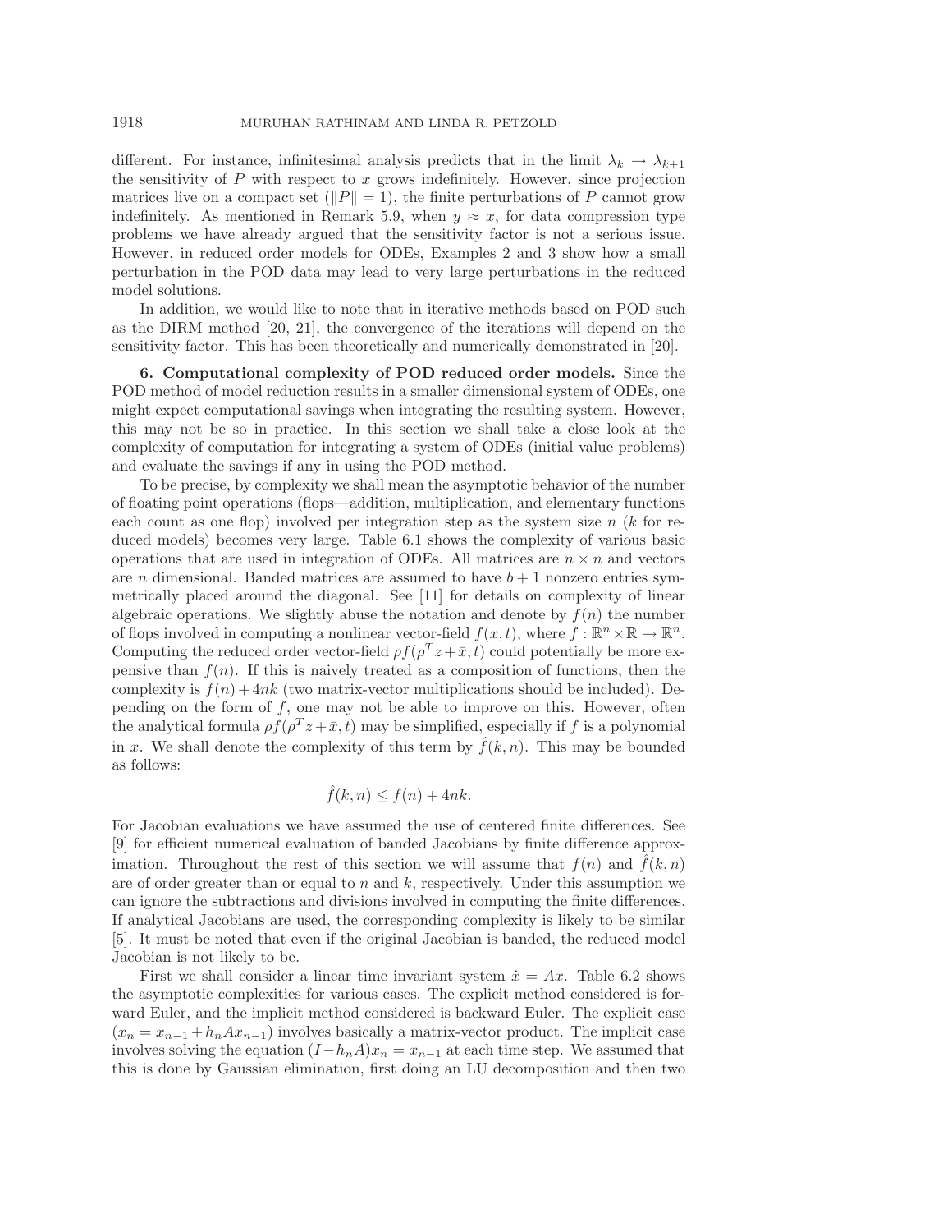different. For instance, infinitesimal analysis predicts that in the limit $\lambda_k \to \lambda_{k+1}$ the sensitivity of $P$ with respect to $x$ grows indefinitely. However, since projection matrices live on a compact set ($\|P\| = 1$), the finite perturbations of $P$ cannot grow indefinitely. As mentioned in Remark 5.9, when $y \approx x$, for data compression type problems we have already argued that the sensitivity factor is not a serious issue. However, in reduced order models for ODEs, Examples 2 and 3 show how a small perturbation in the POD data may lead to very large perturbations in the reduced model solutions.

In addition, we would like to note that in iterative methods based on POD such as the DIRM method [20, 21], the convergence of the iterations will depend on the sensitivity factor. This has been theoretically and numerically demonstrated in [20].

## 6. Computational complexity of POD reduced order models.

Since the POD method of model reduction results in a smaller dimensional system of ODEs, one might expect computational savings when integrating the resulting system. However, this may not be so in practice. In this section we shall take a close look at the complexity of computation for integrating a system of ODEs (initial value problems) and evaluate the savings if any in using the POD method.

To be precise, by complexity we shall mean the asymptotic behavior of the number of floating point operations (flops—addition, multiplication, and elementary functions each count as one flop) involved per integration step as the system size $n$ ($k$ for reduced models) becomes very large. Table 6.1 shows the complexity of various basic operations that are used in integration of ODEs. All matrices are $n \times n$ and vectors are $n$ dimensional. Banded matrices are assumed to have $b+1$ nonzero entries symmetrically placed around the diagonal. See [11] for details on complexity of linear algebraic operations. We slightly abuse the notation and denote by $f(n)$ the number of flops involved in computing a nonlinear vector-field $f(x,t)$, where $f : \mathbb{R}^n \times \mathbb{R} \to \mathbb{R}^n$. Computing the reduced order vector-field $\rho f(\rho^T z + \bar{x}, t)$ could potentially be more expensive than $f(n)$. If this is naively treated as a composition of functions, then the complexity is $f(n) + 4nk$ (two matrix-vector multiplications should be included). Depending on the form of $f$, one may not be able to improve on this. However, often the analytical formula $\rho f(\rho^T z + \bar{x}, t)$ may be simplified, especially if $f$ is a polynomial in $x$. We shall denote the complexity of this term by $\hat{f}(k,n)$. This may be bounded as follows:

$$\hat{f}(k,n) \leq f(n) + 4nk.$$

For Jacobian evaluations we have assumed the use of centered finite differences. See [9] for efficient numerical evaluation of banded Jacobians by finite difference approximation. Throughout the rest of this section we will assume that $f(n)$ and $\hat{f}(k,n)$ are of order greater than or equal to $n$ and $k$, respectively. Under this assumption we can ignore the subtractions and divisions involved in computing the finite differences. If analytical Jacobians are used, the corresponding complexity is likely to be similar [5]. It must be noted that even if the original Jacobian is banded, the reduced model Jacobian is not likely to be.

First we shall consider a linear time invariant system $\dot{x} = Ax$. Table 6.2 shows the asymptotic complexities for various cases. The explicit method considered is forward Euler, and the implicit method considered is backward Euler. The explicit case ($x_n = x_{n-1} + h_n A x_{n-1}$) involves basically a matrix-vector product. The implicit case involves solving the equation $(I - h_n A)x_n = x_{n-1}$ at each time step. We assumed that this is done by Gaussian elimination, first doing an LU decomposition and then two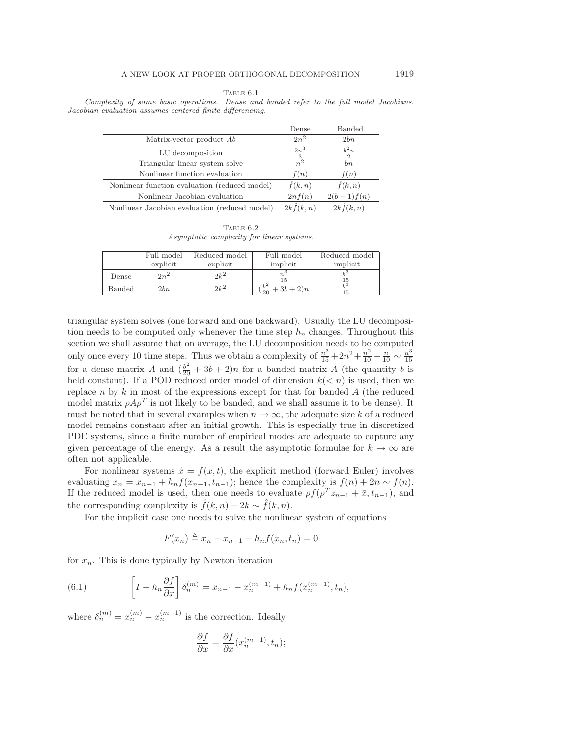Table 6.1

*Complexity of some basic operations. Dense and banded refer to the full model Jacobians. Jacobian evaluation assumes centered finite differencing.*

| | Dense | Banded |
|---|---|---|
| Matrix-vector product $Ab$ | $2n^2$ | $2bn$ |
| LU decomposition | $\frac{2n^3}{3}$ | $\frac{b^2n}{2}$ |
| Triangular linear system solve | $n^2$ | $bn$ |
| Nonlinear function evaluation | $f(n)$ | $f(n)$ |
| Nonlinear function evaluation (reduced model) | $\hat{f}(k,n)$ | $\hat{f}(k,n)$ |
| Nonlinear Jacobian evaluation | $2nf(n)$ | $2(b+1)f(n)$ |
| Nonlinear Jacobian evaluation (reduced model) | $2k\hat{f}(k,n)$ | $2k\hat{f}(k,n)$ |

Table 6.2

*Asymptotic complexity for linear systems.*

| | Full model explicit | Reduced model explicit | Full model implicit | Reduced model implicit |
|---|---|---|---|---|
| Dense | $2n^2$ | $2k^2$ | $\frac{n^3}{15}$ | $\frac{k^3}{15}$ |
| Banded | $2bn$ | $2k^2$ | $(\frac{b^2}{20}+3b+2)n$ | $\frac{k^3}{15}$ |

triangular system solves (one forward and one backward). Usually the LU decomposition needs to be computed only whenever the time step $h_n$ changes. Throughout this section we shall assume that on average, the LU decomposition needs to be computed only once every 10 time steps. Thus we obtain a complexity of $\frac{n^3}{15}+2n^2+\frac{n^2}{10}+\frac{n}{10} \sim \frac{n^3}{15}$ for a dense matrix $A$ and $(\frac{b^2}{20}+3b+2)n$ for a banded matrix $A$ (the quantity $b$ is held constant). If a POD reduced order model of dimension $k(<n)$ is used, then we replace $n$ by $k$ in most of the expressions except for that for banded $A$ (the reduced model matrix $\rho A \rho^T$ is not likely to be banded, and we shall assume it to be dense). It must be noted that in several examples when $n \to \infty$, the adequate size $k$ of a reduced model remains constant after an initial growth. This is especially true in discretized PDE systems, since a finite number of empirical modes are adequate to capture any given percentage of the energy. As a result the asymptotic formulae for $k \to \infty$ are often not applicable.

For nonlinear systems $\dot{x} = f(x,t)$, the explicit method (forward Euler) involves evaluating $x_n = x_{n-1} + h_n f(x_{n-1}, t_{n-1})$; hence the complexity is $f(n) + 2n \sim f(n)$. If the reduced model is used, then one needs to evaluate $\rho f(\rho^T z_{n-1} + \bar{x}, t_{n-1})$, and the corresponding complexity is $\hat{f}(k,n) + 2k \sim \hat{f}(k,n)$.

For the implicit case one needs to solve the nonlinear system of equations

$$F(x_n) \triangleq x_n - x_{n-1} - h_n f(x_n, t_n) = 0$$

for $x_n$. This is done typically by Newton iteration

$$\left[I - h_n \frac{\partial f}{\partial x}\right] \delta_n^{(m)} = x_{n-1} - x_n^{(m-1)} + h_n f(x_n^{(m-1)}, t_n), \tag{6.1}$$

where $\delta_n^{(m)} = x_n^{(m)} - x_n^{(m-1)}$ is the correction. Ideally

$$\frac{\partial f}{\partial x} = \frac{\partial f}{\partial x}(x_n^{(m-1)}, t_n);$$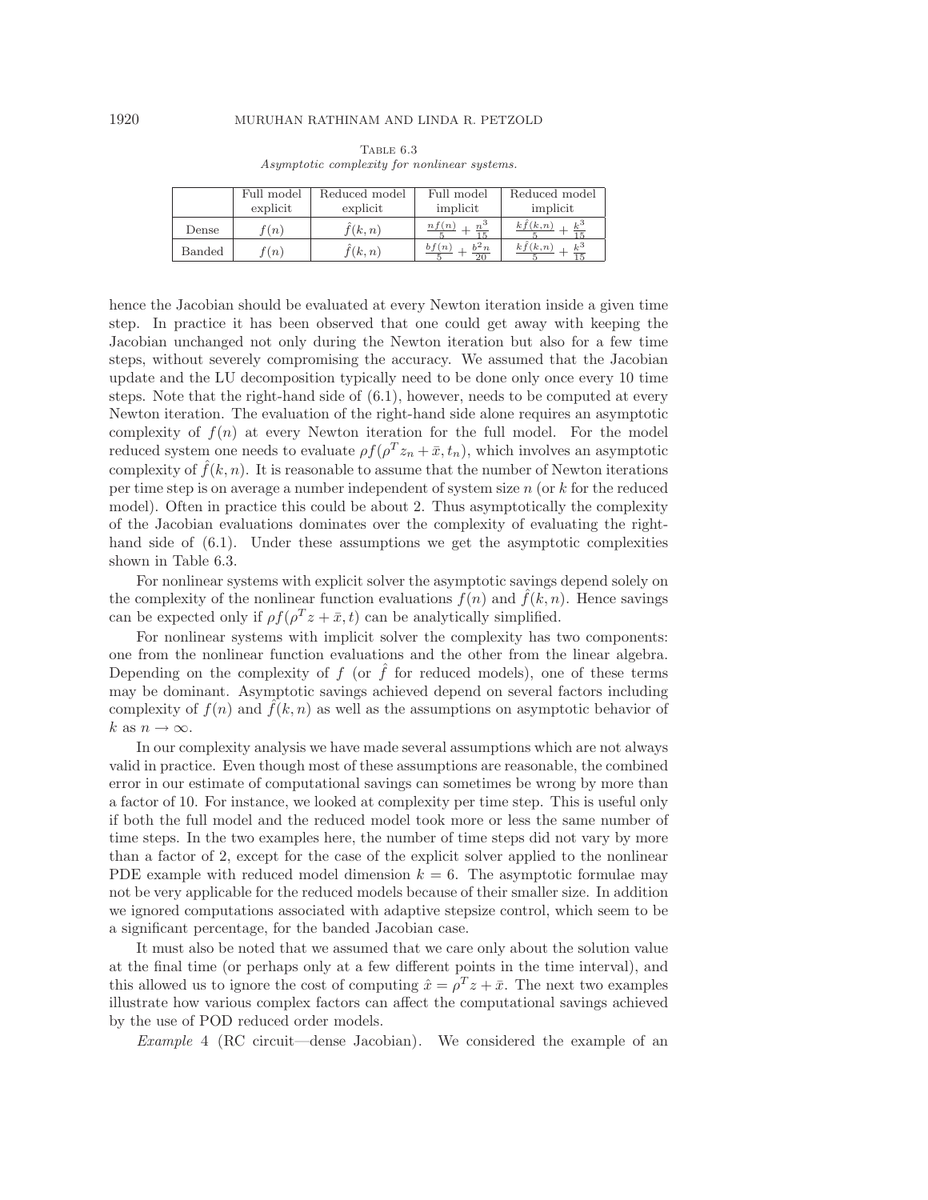TABLE 6.3
*Asymptotic complexity for nonlinear systems.*

| | Full model explicit | Reduced model explicit | Full model implicit | Reduced model implicit |
|---|---|---|---|---|
| Dense | $f(n)$ | $\hat{f}(k,n)$ | $\frac{nf(n)}{5} + \frac{n^3}{15}$ | $\frac{k\hat{f}(k,n)}{5} + \frac{k^3}{15}$ |
| Banded | $f(n)$ | $\hat{f}(k,n)$ | $\frac{bf(n)}{5} + \frac{b^2 n}{20}$ | $\frac{k\hat{f}(k,n)}{5} + \frac{k^3}{15}$ |

hence the Jacobian should be evaluated at every Newton iteration inside a given time step. In practice it has been observed that one could get away with keeping the Jacobian unchanged not only during the Newton iteration but also for a few time steps, without severely compromising the accuracy. We assumed that the Jacobian update and the LU decomposition typically need to be done only once every 10 time steps. Note that the right-hand side of (6.1), however, needs to be computed at every Newton iteration. The evaluation of the right-hand side alone requires an asymptotic complexity of $f(n)$ at every Newton iteration for the full model. For the model reduced system one needs to evaluate $\rho f(\rho^T z_n + \bar{x}, t_n)$, which involves an asymptotic complexity of $\hat{f}(k,n)$. It is reasonable to assume that the number of Newton iterations per time step is on average a number independent of system size $n$ (or $k$ for the reduced model). Often in practice this could be about 2. Thus asymptotically the complexity of the Jacobian evaluations dominates over the complexity of evaluating the right-hand side of (6.1). Under these assumptions we get the asymptotic complexities shown in Table 6.3.

For nonlinear systems with explicit solver the asymptotic savings depend solely on the complexity of the nonlinear function evaluations $f(n)$ and $\hat{f}(k,n)$. Hence savings can be expected only if $\rho f(\rho^T z + \bar{x}, t)$ can be analytically simplified.

For nonlinear systems with implicit solver the complexity has two components: one from the nonlinear function evaluations and the other from the linear algebra. Depending on the complexity of $f$ (or $\hat{f}$ for reduced models), one of these terms may be dominant. Asymptotic savings achieved depend on several factors including complexity of $f(n)$ and $\hat{f}(k,n)$ as well as the assumptions on asymptotic behavior of $k$ as $n \to \infty$.

In our complexity analysis we have made several assumptions which are not always valid in practice. Even though most of these assumptions are reasonable, the combined error in our estimate of computational savings can sometimes be wrong by more than a factor of 10. For instance, we looked at complexity per time step. This is useful only if both the full model and the reduced model took more or less the same number of time steps. In the two examples here, the number of time steps did not vary by more than a factor of 2, except for the case of the explicit solver applied to the nonlinear PDE example with reduced model dimension $k = 6$. The asymptotic formulae may not be very applicable for the reduced models because of their smaller size. In addition we ignored computations associated with adaptive stepsize control, which seem to be a significant percentage, for the banded Jacobian case.

It must also be noted that we assumed that we care only about the solution value at the final time (or perhaps only at a few different points in the time interval), and this allowed us to ignore the cost of computing $\hat{x} = \rho^T z + \bar{x}$. The next two examples illustrate how various complex factors can affect the computational savings achieved by the use of POD reduced order models.

*Example* 4 (RC circuit—dense Jacobian). We considered the example of an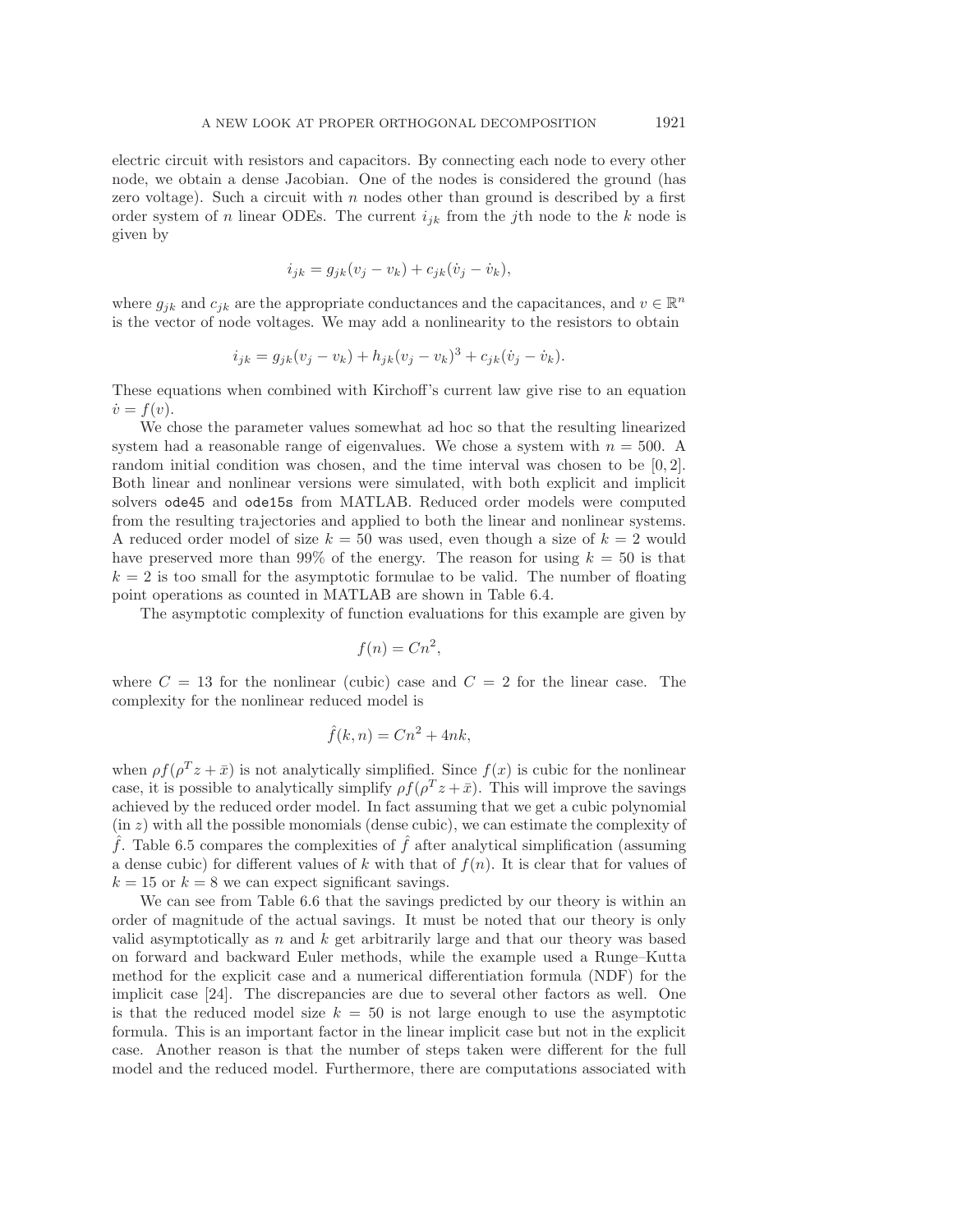electric circuit with resistors and capacitors. By connecting each node to every other node, we obtain a dense Jacobian. One of the nodes is considered the ground (has zero voltage). Such a circuit with $n$ nodes other than ground is described by a first order system of $n$ linear ODEs. The current $i_{jk}$ from the $j$th node to the $k$ node is given by

$$i_{jk} = g_{jk}(v_j - v_k) + c_{jk}(\dot{v}_j - \dot{v}_k),$$

where $g_{jk}$ and $c_{jk}$ are the appropriate conductances and the capacitances, and $v \in \mathbb{R}^n$ is the vector of node voltages. We may add a nonlinearity to the resistors to obtain

$$i_{jk} = g_{jk}(v_j - v_k) + h_{jk}(v_j - v_k)^3 + c_{jk}(\dot{v}_j - \dot{v}_k).$$

These equations when combined with Kirchoff's current law give rise to an equation $\dot{v} = f(v)$.

We chose the parameter values somewhat ad hoc so that the resulting linearized system had a reasonable range of eigenvalues. We chose a system with $n = 500$. A random initial condition was chosen, and the time interval was chosen to be $[0, 2]$. Both linear and nonlinear versions were simulated, with both explicit and implicit solvers `ode45` and `ode15s` from MATLAB. Reduced order models were computed from the resulting trajectories and applied to both the linear and nonlinear systems. A reduced order model of size $k = 50$ was used, even though a size of $k = 2$ would have preserved more than 99% of the energy. The reason for using $k = 50$ is that $k = 2$ is too small for the asymptotic formulae to be valid. The number of floating point operations as counted in MATLAB are shown in Table 6.4.

The asymptotic complexity of function evaluations for this example are given by

$$f(n) = Cn^2,$$

where $C = 13$ for the nonlinear (cubic) case and $C = 2$ for the linear case. The complexity for the nonlinear reduced model is

$$\hat{f}(k, n) = Cn^2 + 4nk,$$

when $\rho f(\rho^T z + \bar{x})$ is not analytically simplified. Since $f(x)$ is cubic for the nonlinear case, it is possible to analytically simplify $\rho f(\rho^T z + \bar{x})$. This will improve the savings achieved by the reduced order model. In fact assuming that we get a cubic polynomial (in $z$) with all the possible monomials (dense cubic), we can estimate the complexity of $\hat{f}$. Table 6.5 compares the complexities of $\hat{f}$ after analytical simplification (assuming a dense cubic) for different values of $k$ with that of $f(n)$. It is clear that for values of $k = 15$ or $k = 8$ we can expect significant savings.

We can see from Table 6.6 that the savings predicted by our theory is within an order of magnitude of the actual savings. It must be noted that our theory is only valid asymptotically as $n$ and $k$ get arbitrarily large and that our theory was based on forward and backward Euler methods, while the example used a Runge–Kutta method for the explicit case and a numerical differentiation formula (NDF) for the implicit case [24]. The discrepancies are due to several other factors as well. One is that the reduced model size $k = 50$ is not large enough to use the asymptotic formula. This is an important factor in the linear implicit case but not in the explicit case. Another reason is that the number of steps taken were different for the full model and the reduced model. Furthermore, there are computations associated with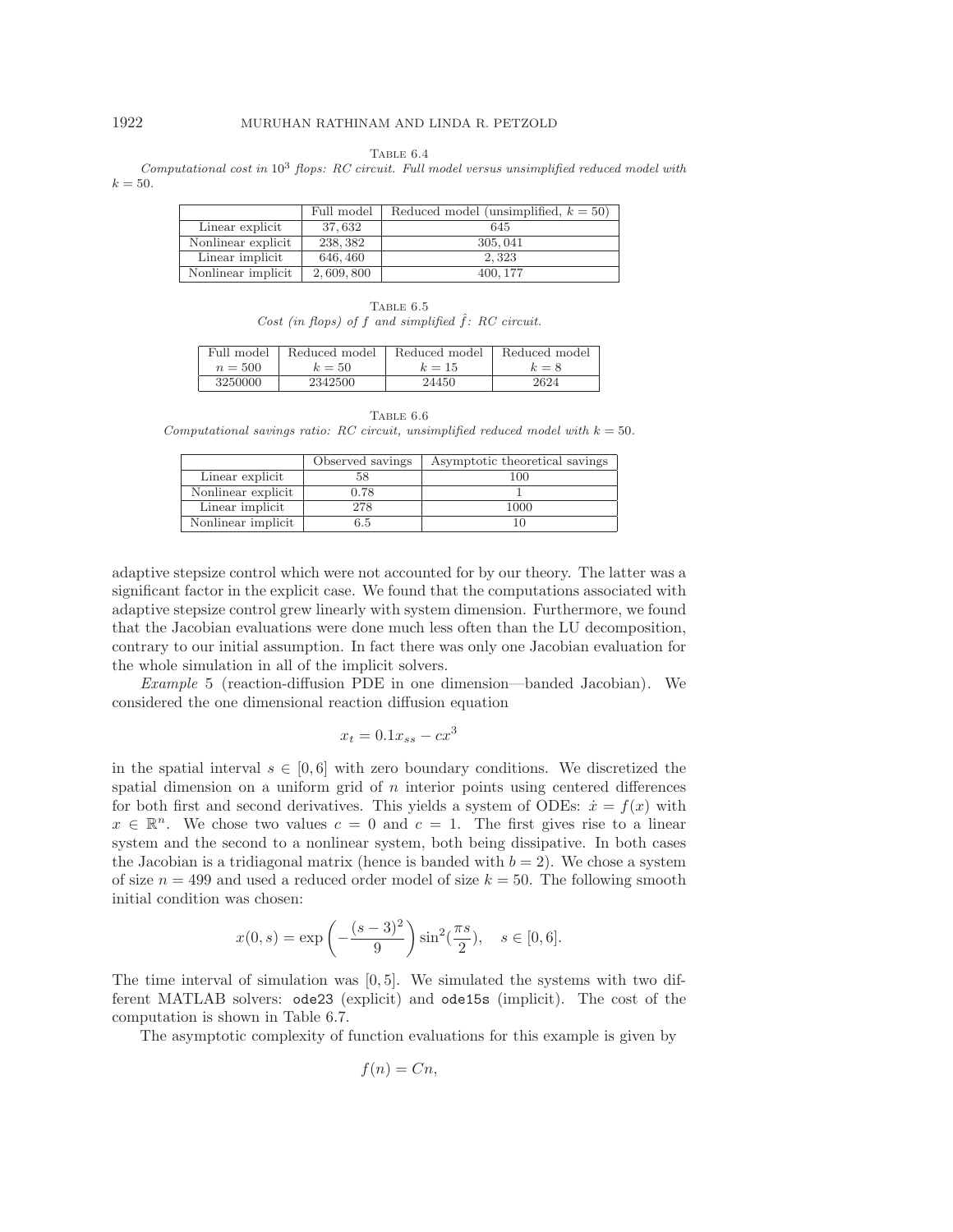Table 6.4
*Computational cost in $10^3$ flops: RC circuit. Full model versus unsimplified reduced model with $k = 50$.*

| | Full model | Reduced model (unsimplified, $k = 50$) |
|---|---|---|
| Linear explicit | 37, 632 | 645 |
| Nonlinear explicit | 238, 382 | 305, 041 |
| Linear implicit | 646, 460 | 2, 323 |
| Nonlinear implicit | 2, 609, 800 | 400, 177 |

Table 6.5
*Cost (in flops) of $f$ and simplified $\hat{f}$: RC circuit.*

| Full model $n = 500$ | Reduced model $k = 50$ | Reduced model $k = 15$ | Reduced model $k = 8$ |
|---|---|---|---|
| 3250000 | 2342500 | 24450 | 2624 |

Table 6.6
*Computational savings ratio: RC circuit, unsimplified reduced model with $k = 50$.*

| | Observed savings | Asymptotic theoretical savings |
|---|---|---|
| Linear explicit | 58 | 100 |
| Nonlinear explicit | 0.78 | 1 |
| Linear implicit | 278 | 1000 |
| Nonlinear implicit | 6.5 | 10 |

adaptive stepsize control which were not accounted for by our theory. The latter was a significant factor in the explicit case. We found that the computations associated with adaptive stepsize control grew linearly with system dimension. Furthermore, we found that the Jacobian evaluations were done much less often than the LU decomposition, contrary to our initial assumption. In fact there was only one Jacobian evaluation for the whole simulation in all of the implicit solvers.

*Example* 5 (reaction-diffusion PDE in one dimension—banded Jacobian). We considered the one dimensional reaction diffusion equation

$$x_t = 0.1x_{ss} - cx^3$$

in the spatial interval $s \in [0, 6]$ with zero boundary conditions. We discretized the spatial dimension on a uniform grid of $n$ interior points using centered differences for both first and second derivatives. This yields a system of ODEs: $\dot{x} = f(x)$ with $x \in \mathbb{R}^n$. We chose two values $c = 0$ and $c = 1$. The first gives rise to a linear system and the second to a nonlinear system, both being dissipative. In both cases the Jacobian is a tridiagonal matrix (hence is banded with $b = 2$). We chose a system of size $n = 499$ and used a reduced order model of size $k = 50$. The following smooth initial condition was chosen:

$$x(0, s) = \exp\left(-\frac{(s-3)^2}{9}\right)\sin^2\left(\frac{\pi s}{2}\right), \quad s \in [0, 6].$$

The time interval of simulation was $[0, 5]$. We simulated the systems with two different MATLAB solvers: `ode23` (explicit) and `ode15s` (implicit). The cost of the computation is shown in Table 6.7.

The asymptotic complexity of function evaluations for this example is given by

$$f(n) = Cn,$$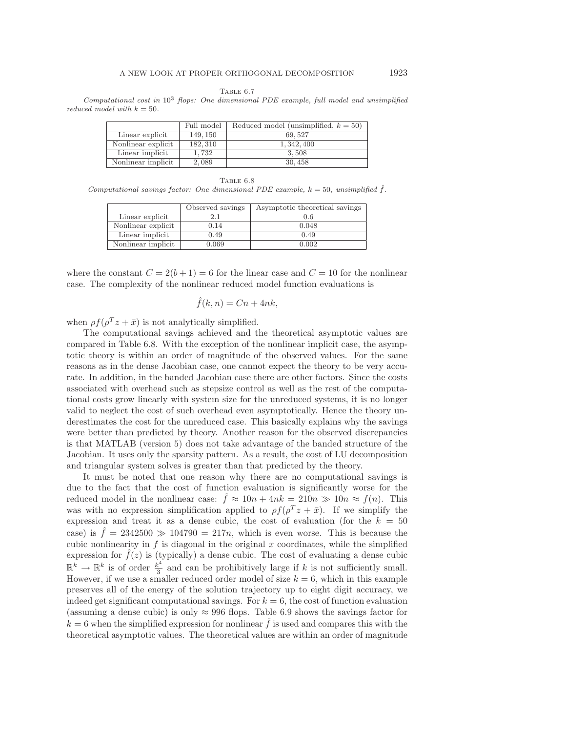Table 6.7

*Computational cost in $10^3$ flops: One dimensional PDE example, full model and unsimplified reduced model with $k = 50$.*

| | Full model | Reduced model (unsimplified, $k = 50$) |
|---|---|---|
| Linear explicit | 149,150 | 69,527 |
| Nonlinear explicit | 182,310 | 1,342,400 |
| Linear implicit | 1,732 | 3,508 |
| Nonlinear implicit | 2,089 | 30,458 |

Table 6.8

*Computational savings factor: One dimensional PDE example, $k = 50$, unsimplified $\hat{f}$.*

| | Observed savings | Asymptotic theoretical savings |
|---|---|---|
| Linear explicit | 2.1 | 0.6 |
| Nonlinear explicit | 0.14 | 0.048 |
| Linear implicit | 0.49 | 0.49 |
| Nonlinear implicit | 0.069 | 0.002 |

where the constant $C = 2(b+1) = 6$ for the linear case and $C = 10$ for the nonlinear case. The complexity of the nonlinear reduced model function evaluations is

$$\hat{f}(k, n) = Cn + 4nk,$$

when $\rho f(\rho^T z + \bar{x})$ is not analytically simplified.

The computational savings achieved and the theoretical asymptotic values are compared in Table 6.8. With the exception of the nonlinear implicit case, the asymptotic theory is within an order of magnitude of the observed values. For the same reasons as in the dense Jacobian case, one cannot expect the theory to be very accurate. In addition, in the banded Jacobian case there are other factors. Since the costs associated with overhead such as stepsize control as well as the rest of the computational costs grow linearly with system size for the unreduced systems, it is no longer valid to neglect the cost of such overhead even asymptotically. Hence the theory underestimates the cost for the unreduced case. This basically explains why the savings were better than predicted by theory. Another reason for the observed discrepancies is that MATLAB (version 5) does not take advantage of the banded structure of the Jacobian. It uses only the sparsity pattern. As a result, the cost of LU decomposition and triangular system solves is greater than that predicted by the theory.

It must be noted that one reason why there are no computational savings is due to the fact that the cost of function evaluation is significantly worse for the reduced model in the nonlinear case: $\hat{f} \approx 10n + 4nk = 210n \gg 10n \approx f(n)$. This was with no expression simplification applied to $\rho f(\rho^T z + \bar{x})$. If we simplify the expression and treat it as a dense cubic, the cost of evaluation (for the $k = 50$ case) is $\hat{f} = 2342500 \gg 104790 = 217n$, which is even worse. This is because the cubic nonlinearity in $f$ is diagonal in the original $x$ coordinates, while the simplified expression for $\hat{f}(z)$ is (typically) a dense cubic. The cost of evaluating a dense cubic $\mathbb{R}^k \to \mathbb{R}^k$ is of order $\frac{k^4}{3}$ and can be prohibitively large if $k$ is not sufficiently small. However, if we use a smaller reduced order model of size $k = 6$, which in this example preserves all of the energy of the solution trajectory up to eight digit accuracy, we indeed get significant computational savings. For $k = 6$, the cost of function evaluation (assuming a dense cubic) is only $\approx 996$ flops. Table 6.9 shows the savings factor for $k = 6$ when the simplified expression for nonlinear $\hat{f}$ is used and compares this with the theoretical asymptotic values. The theoretical values are within an order of magnitude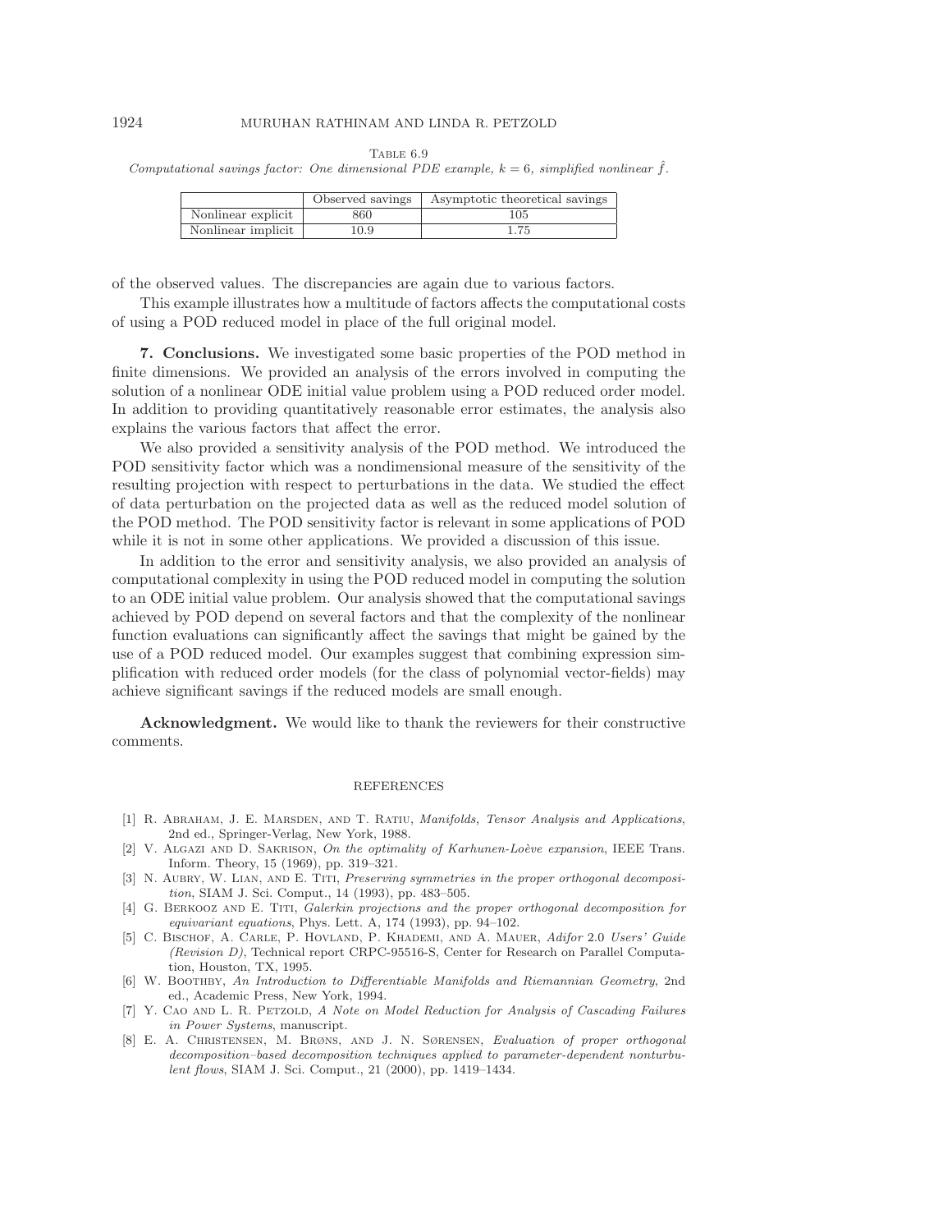Table 6.9

*Computational savings factor: One dimensional PDE example, $k = 6$, simplified nonlinear $\hat{f}$.*

| | Observed savings | Asymptotic theoretical savings |
|---|---|---|
| Nonlinear explicit | 860 | 105 |
| Nonlinear implicit | 10.9 | 1.75 |

of the observed values. The discrepancies are again due to various factors.

This example illustrates how a multitude of factors affects the computational costs of using a POD reduced model in place of the full original model.

## 7. Conclusions.

We investigated some basic properties of the POD method in finite dimensions. We provided an analysis of the errors involved in computing the solution of a nonlinear ODE initial value problem using a POD reduced order model. In addition to providing quantitatively reasonable error estimates, the analysis also explains the various factors that affect the error.

We also provided a sensitivity analysis of the POD method. We introduced the POD sensitivity factor which was a nondimensional measure of the sensitivity of the resulting projection with respect to perturbations in the data. We studied the effect of data perturbation on the projected data as well as the reduced model solution of the POD method. The POD sensitivity factor is relevant in some applications of POD while it is not in some other applications. We provided a discussion of this issue.

In addition to the error and sensitivity analysis, we also provided an analysis of computational complexity in using the POD reduced model in computing the solution to an ODE initial value problem. Our analysis showed that the computational savings achieved by POD depend on several factors and that the complexity of the nonlinear function evaluations can significantly affect the savings that might be gained by the use of a POD reduced model. Our examples suggest that combining expression simplification with reduced order models (for the class of polynomial vector-fields) may achieve significant savings if the reduced models are small enough.

**Acknowledgment.** We would like to thank the reviewers for their constructive comments.

## REFERENCES

[1] R. Abraham, J. E. Marsden, and T. Ratiu, *Manifolds, Tensor Analysis and Applications*, 2nd ed., Springer-Verlag, New York, 1988.

[2] V. Algazi and D. Sakrison, *On the optimality of Karhunen-Loève expansion*, IEEE Trans. Inform. Theory, 15 (1969), pp. 319–321.

[3] N. Aubry, W. Lian, and E. Titi, *Preserving symmetries in the proper orthogonal decomposition*, SIAM J. Sci. Comput., 14 (1993), pp. 483–505.

[4] G. Berkooz and E. Titi, *Galerkin projections and the proper orthogonal decomposition for equivariant equations*, Phys. Lett. A, 174 (1993), pp. 94–102.

[5] C. Bischof, A. Carle, P. Hovland, P. Khademi, and A. Mauer, *Adifor* 2.0 *Users' Guide (Revision D)*, Technical report CRPC-95516-S, Center for Research on Parallel Computation, Houston, TX, 1995.

[6] W. Boothby, *An Introduction to Differentiable Manifolds and Riemannian Geometry*, 2nd ed., Academic Press, New York, 1994.

[7] Y. Cao and L. R. Petzold, *A Note on Model Reduction for Analysis of Cascading Failures in Power Systems*, manuscript.

[8] E. A. Christensen, M. Brøns, and J. N. Sørensen, *Evaluation of proper orthogonal decomposition–based decomposition techniques applied to parameter-dependent nonturbulent flows*, SIAM J. Sci. Comput., 21 (2000), pp. 1419–1434.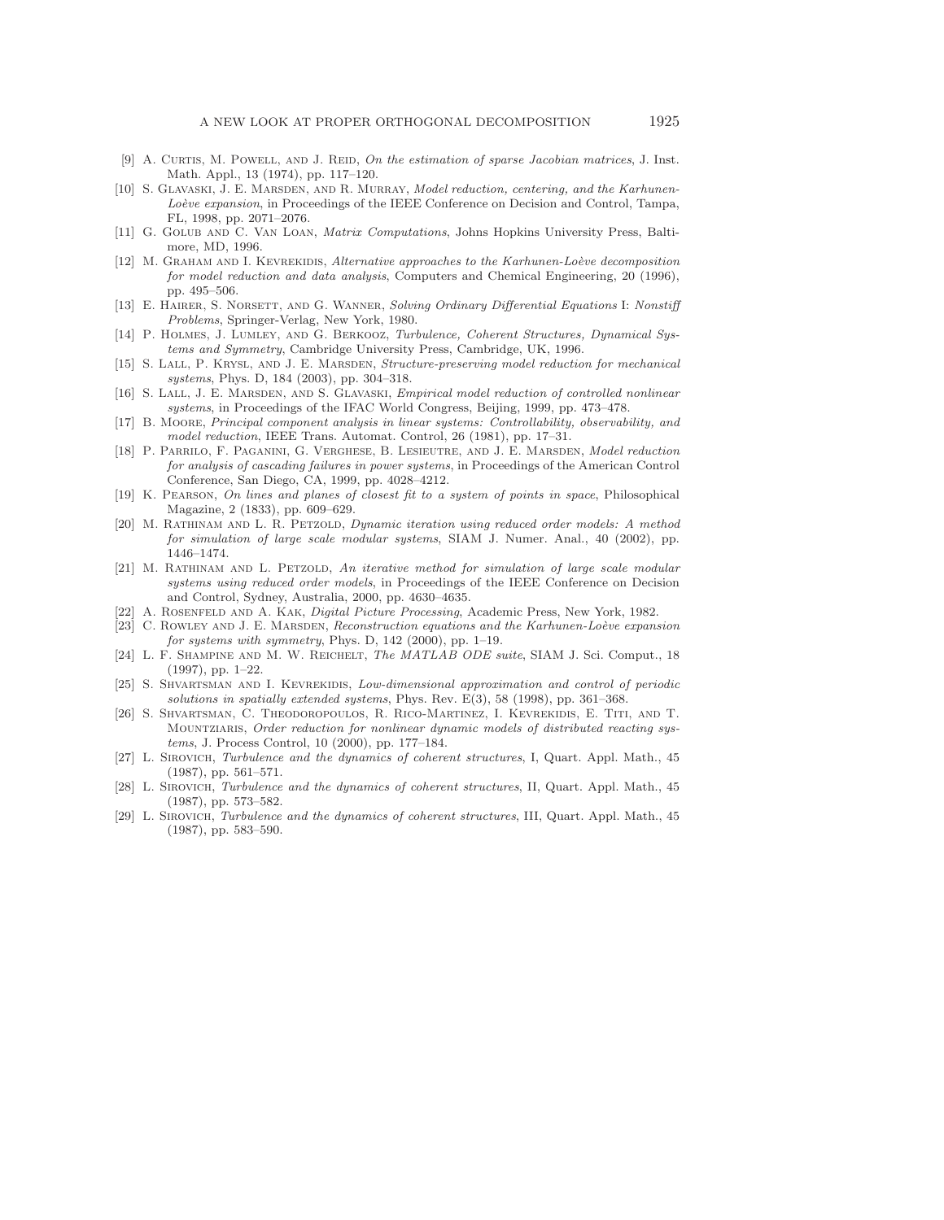[9] A. Curtis, M. Powell, and J. Reid, *On the estimation of sparse Jacobian matrices*, J. Inst. Math. Appl., 13 (1974), pp. 117–120.

[10] S. Glavaski, J. E. Marsden, and R. Murray, *Model reduction, centering, and the Karhunen-Loève expansion*, in Proceedings of the IEEE Conference on Decision and Control, Tampa, FL, 1998, pp. 2071–2076.

[11] G. Golub and C. Van Loan, *Matrix Computations*, Johns Hopkins University Press, Baltimore, MD, 1996.

[12] M. Graham and I. Kevrekidis, *Alternative approaches to the Karhunen-Loève decomposition for model reduction and data analysis*, Computers and Chemical Engineering, 20 (1996), pp. 495–506.

[13] E. Hairer, S. Norsett, and G. Wanner, *Solving Ordinary Differential Equations* I: *Nonstiff Problems*, Springer-Verlag, New York, 1980.

[14] P. Holmes, J. Lumley, and G. Berkooz, *Turbulence, Coherent Structures, Dynamical Systems and Symmetry*, Cambridge University Press, Cambridge, UK, 1996.

[15] S. Lall, P. Krysl, and J. E. Marsden, *Structure-preserving model reduction for mechanical systems*, Phys. D, 184 (2003), pp. 304–318.

[16] S. Lall, J. E. Marsden, and S. Glavaski, *Empirical model reduction of controlled nonlinear systems*, in Proceedings of the IFAC World Congress, Beijing, 1999, pp. 473–478.

[17] B. Moore, *Principal component analysis in linear systems: Controllability, observability, and model reduction*, IEEE Trans. Automat. Control, 26 (1981), pp. 17–31.

[18] P. Parrilo, F. Paganini, G. Verghese, B. Lesieutre, and J. E. Marsden, *Model reduction for analysis of cascading failures in power systems*, in Proceedings of the American Control Conference, San Diego, CA, 1999, pp. 4028–4212.

[19] K. Pearson, *On lines and planes of closest fit to a system of points in space*, Philosophical Magazine, 2 (1833), pp. 609–629.

[20] M. Rathinam and L. R. Petzold, *Dynamic iteration using reduced order models: A method for simulation of large scale modular systems*, SIAM J. Numer. Anal., 40 (2002), pp. 1446–1474.

[21] M. Rathinam and L. Petzold, *An iterative method for simulation of large scale modular systems using reduced order models*, in Proceedings of the IEEE Conference on Decision and Control, Sydney, Australia, 2000, pp. 4630–4635.

[22] A. Rosenfeld and A. Kak, *Digital Picture Processing*, Academic Press, New York, 1982.

[23] C. Rowley and J. E. Marsden, *Reconstruction equations and the Karhunen-Loève expansion for systems with symmetry*, Phys. D, 142 (2000), pp. 1–19.

[24] L. F. Shampine and M. W. Reichelt, *The MATLAB ODE suite*, SIAM J. Sci. Comput., 18 (1997), pp. 1–22.

[25] S. Shvartsman and I. Kevrekidis, *Low-dimensional approximation and control of periodic solutions in spatially extended systems*, Phys. Rev. E(3), 58 (1998), pp. 361–368.

[26] S. Shvartsman, C. Theodoropoulos, R. Rico-Martinez, I. Kevrekidis, E. Titi, and T. Mountziaris, *Order reduction for nonlinear dynamic models of distributed reacting systems*, J. Process Control, 10 (2000), pp. 177–184.

[27] L. Sirovich, *Turbulence and the dynamics of coherent structures*, I, Quart. Appl. Math., 45 (1987), pp. 561–571.

[28] L. Sirovich, *Turbulence and the dynamics of coherent structures*, II, Quart. Appl. Math., 45 (1987), pp. 573–582.

[29] L. Sirovich, *Turbulence and the dynamics of coherent structures*, III, Quart. Appl. Math., 45 (1987), pp. 583–590.